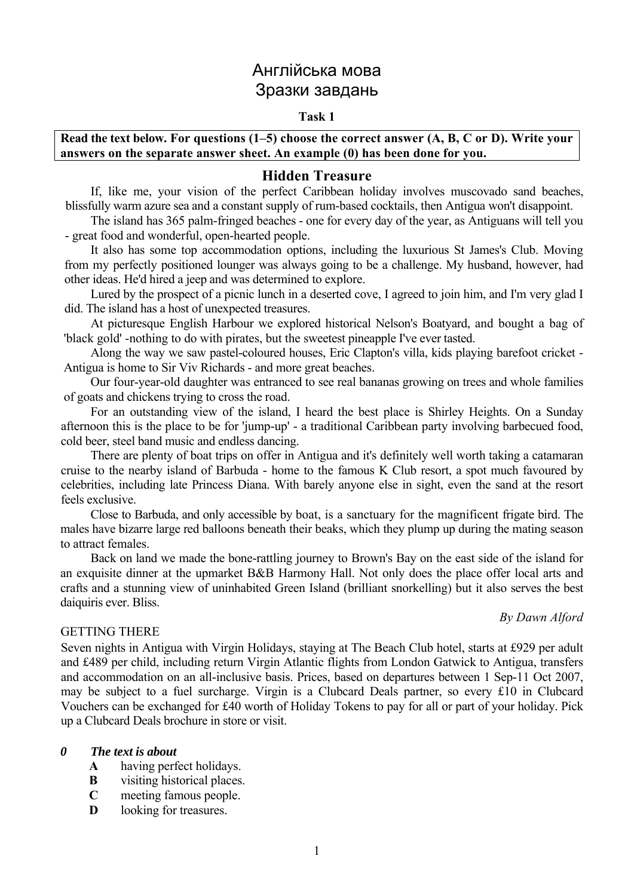# Англійська мова
# Зразки завдань

**Task 1**

**Read the text below. For questions (1–5) choose the correct answer (A, B, C or D). Write your answers on the separate answer sheet. An example (0) has been done for you.**

## Hidden Treasure

If, like me, your vision of the perfect Caribbean holiday involves muscovado sand beaches, blissfully warm azure sea and a constant supply of rum-based cocktails, then Antigua won't disappoint.

The island has 365 palm-fringed beaches - one for every day of the year, as Antiguans will tell you - great food and wonderful, open-hearted people.

It also has some top accommodation options, including the luxurious St James's Club. Moving from my perfectly positioned lounger was always going to be a challenge. My husband, however, had other ideas. He'd hired a jeep and was determined to explore.

Lured by the prospect of a picnic lunch in a deserted cove, I agreed to join him, and I'm very glad I did. The island has a host of unexpected treasures.

At picturesque English Harbour we explored historical Nelson's Boatyard, and bought a bag of 'black gold' -nothing to do with pirates, but the sweetest pineapple I've ever tasted.

Along the way we saw pastel-coloured houses, Eric Clapton's villa, kids playing barefoot cricket - Antigua is home to Sir Viv Richards - and more great beaches.

Our four-year-old daughter was entranced to see real bananas growing on trees and whole families of goats and chickens trying to cross the road.

For an outstanding view of the island, I heard the best place is Shirley Heights. On a Sunday afternoon this is the place to be for 'jump-up' - a traditional Caribbean party involving barbecued food, cold beer, steel band music and endless dancing.

There are plenty of boat trips on offer in Antigua and it's definitely well worth taking a catamaran cruise to the nearby island of Barbuda - home to the famous K Club resort, a spot much favoured by celebrities, including late Princess Diana. With barely anyone else in sight, even the sand at the resort feels exclusive.

Close to Barbuda, and only accessible by boat, is a sanctuary for the magnificent frigate bird. The males have bizarre large red balloons beneath their beaks, which they plump up during the mating season to attract females.

Back on land we made the bone-rattling journey to Brown's Bay on the east side of the island for an exquisite dinner at the upmarket B&B Harmony Hall. Not only does the place offer local arts and crafts and a stunning view of uninhabited Green Island (brilliant snorkelling) but it also serves the best daiquiris ever. Bliss.

*By Dawn Alford*

GETTING THERE

Seven nights in Antigua with Virgin Holidays, staying at The Beach Club hotel, starts at £929 per adult and £489 per child, including return Virgin Atlantic flights from London Gatwick to Antigua, transfers and accommodation on an all-inclusive basis. Prices, based on departures between 1 Sep-11 Oct 2007, may be subject to a fuel surcharge. Virgin is a Clubcard Deals partner, so every £10 in Clubcard Vouchers can be exchanged for £40 worth of Holiday Tokens to pay for all or part of your holiday. Pick up a Clubcard Deals brochure in store or visit.

***0 The text is about***

- **A** having perfect holidays.
- **B** visiting historical places.
- **C** meeting famous people.
- **D** looking for treasures.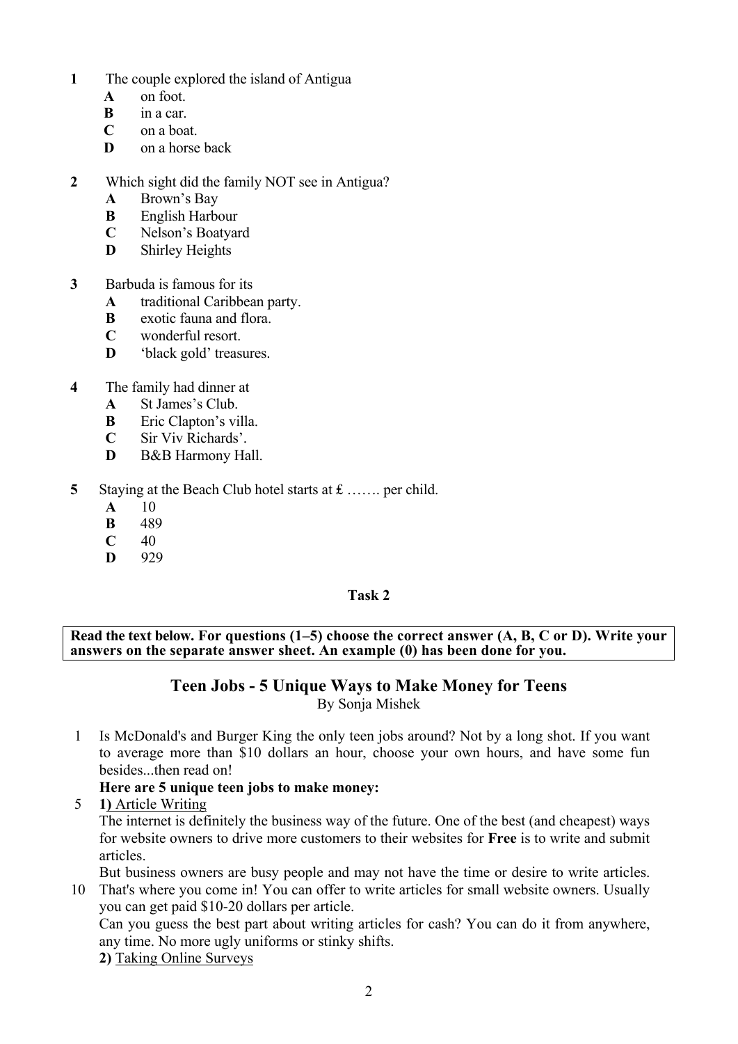**1** The couple explored the island of Antigua

- **A** on foot.
- **B** in a car.
- **C** on a boat.
- **D** on a horse back

**2** Which sight did the family NOT see in Antigua?

- **A** Brown's Bay
- **B** English Harbour
- **C** Nelson's Boatyard
- **D** Shirley Heights

**3** Barbuda is famous for its

- **A** traditional Caribbean party.
- **B** exotic fauna and flora.
- **C** wonderful resort.
- **D** 'black gold' treasures.

**4** The family had dinner at

- **A** St James's Club.
- **B** Eric Clapton's villa.
- **C** Sir Viv Richards'.
- **D** B&B Harmony Hall.

**5** Staying at the Beach Club hotel starts at £ ……. per child.

- **A** 10
- **B** 489
- **C** 40
- **D** 929

### Task 2

**Read the text below. For questions (1–5) choose the correct answer (A, B, C or D). Write your answers on the separate answer sheet. An example (0) has been done for you.**

## Teen Jobs - 5 Unique Ways to Make Money for Teens

By Sonja Mishek

1 Is McDonald's and Burger King the only teen jobs around? Not by a long shot. If you want to average more than $10 dollars an hour, choose your own hours, and have some fun besides...then read on!

**Here are 5 unique teen jobs to make money:**

5 **1)** Article Writing

The internet is definitely the business way of the future. One of the best (and cheapest) ways for website owners to drive more customers to their websites for **Free** is to write and submit articles.

But business owners are busy people and may not have the time or desire to write articles.

10 That's where you come in! You can offer to write articles for small website owners. Usually you can get paid $10-20 dollars per article.

Can you guess the best part about writing articles for cash? You can do it from anywhere, any time. No more ugly uniforms or stinky shifts.

**2)** Taking Online Surveys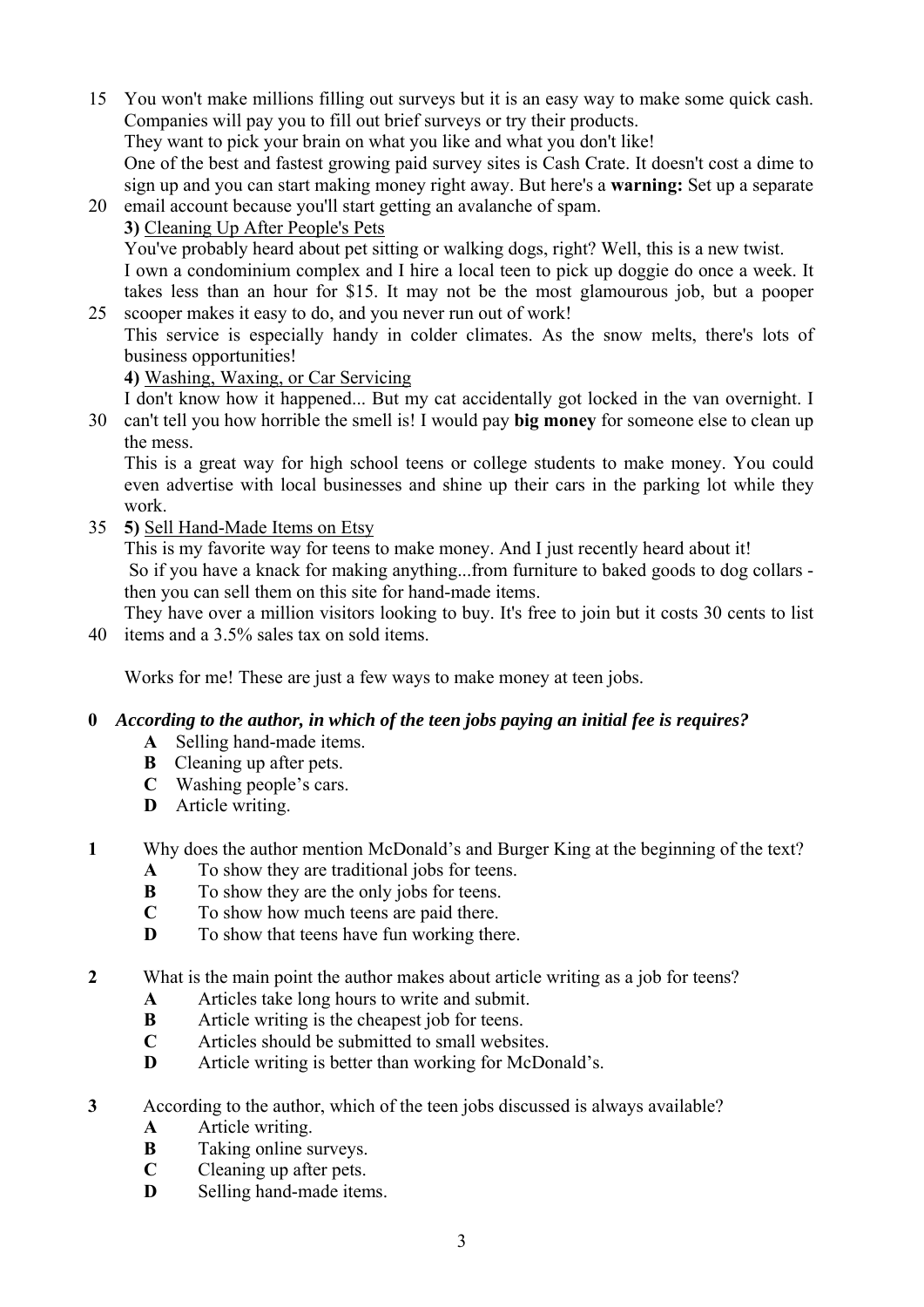You won't make millions filling out surveys but it is an easy way to make some quick cash. Companies will pay you to fill out brief surveys or try their products.
They want to pick your brain on what you like and what you don't like!
One of the best and fastest growing paid survey sites is Cash Crate. It doesn't cost a dime to sign up and you can start making money right away. But here's a **warning:** Set up a separate email account because you'll start getting an avalanche of spam.

**3)** Cleaning Up After People's Pets

You've probably heard about pet sitting or walking dogs, right? Well, this is a new twist.
I own a condominium complex and I hire a local teen to pick up doggie do once a week. It takes less than an hour for $15. It may not be the most glamourous job, but a pooper scooper makes it easy to do, and you never run out of work!
This service is especially handy in colder climates. As the snow melts, there's lots of business opportunities!

**4)** Washing, Waxing, or Car Servicing

I don't know how it happened... But my cat accidentally got locked in the van overnight. I can't tell you how horrible the smell is! I would pay **big money** for someone else to clean up the mess.
This is a great way for high school teens or college students to make money. You could even advertise with local businesses and shine up their cars in the parking lot while they work.

**5)** Sell Hand-Made Items on Etsy

This is my favorite way for teens to make money. And I just recently heard about it!
So if you have a knack for making anything...from furniture to baked goods to dog collars - then you can sell them on this site for hand-made items.
They have over a million visitors looking to buy. It's free to join but it costs 30 cents to list items and a 3.5% sales tax on sold items.

Works for me! These are just a few ways to make money at teen jobs.

**0** ***According to the author, in which of the teen jobs paying an initial fee is requires?***

- **A** Selling hand-made items.
- **B** Cleaning up after pets.
- **C** Washing people's cars.
- **D** Article writing.

**1** Why does the author mention McDonald's and Burger King at the beginning of the text?

- **A** To show they are traditional jobs for teens.
- **B** To show they are the only jobs for teens.
- **C** To show how much teens are paid there.
- **D** To show that teens have fun working there.

**2** What is the main point the author makes about article writing as a job for teens?

- **A** Articles take long hours to write and submit.
- **B** Article writing is the cheapest job for teens.
- **C** Articles should be submitted to small websites.
- **D** Article writing is better than working for McDonald's.

**3** According to the author, which of the teen jobs discussed is always available?

- **A** Article writing.
- **B** Taking online surveys.
- **C** Cleaning up after pets.
- **D** Selling hand-made items.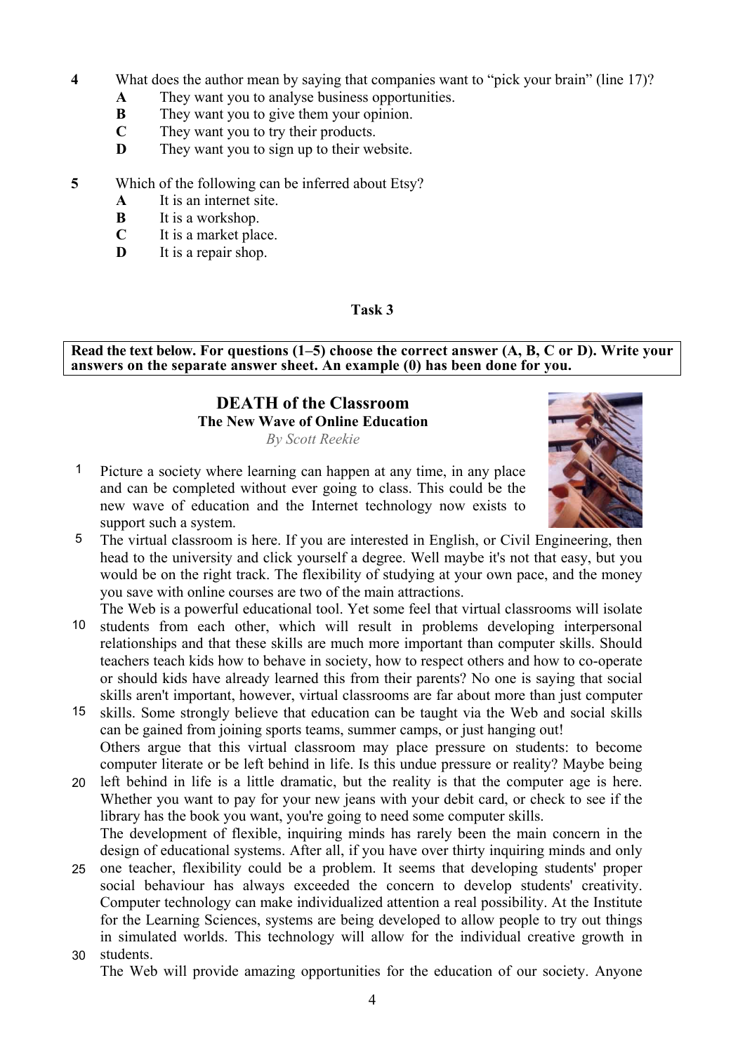**4** What does the author mean by saying that companies want to "pick your brain" (line 17)?

- **A** They want you to analyse business opportunities.
- **B** They want you to give them your opinion.
- **C** They want you to try their products.
- **D** They want you to sign up to their website.

**5** Which of the following can be inferred about Etsy?

- **A** It is an internet site.
- **B** It is a workshop.
- **C** It is a market place.
- **D** It is a repair shop.

### Task 3

**Read the text below. For questions (1–5) choose the correct answer (A, B, C or D). Write your answers on the separate answer sheet. An example (0) has been done for you.**

## DEATH of the Classroom

**The New Wave of Online Education**

*By Scott Reekie*

1 Picture a society where learning can happen at any time, in any place and can be completed without ever going to class. This could be the new wave of education and the Internet technology now exists to support such a system.

5 The virtual classroom is here. If you are interested in English, or Civil Engineering, then head to the university and click yourself a degree. Well maybe it's not that easy, but you would be on the right track. The flexibility of studying at your own pace, and the money you save with online courses are two of the main attractions.

The Web is a powerful educational tool. Yet some feel that virtual classrooms will isolate 10 students from each other, which will result in problems developing interpersonal relationships and that these skills are much more important than computer skills. Should teachers teach kids how to behave in society, how to respect others and how to co-operate or should kids have already learned this from their parents? No one is saying that social skills aren't important, however, virtual classrooms are far about more than just computer 15 skills. Some strongly believe that education can be taught via the Web and social skills can be gained from joining sports teams, summer camps, or just hanging out!

Others argue that this virtual classroom may place pressure on students: to become computer literate or be left behind in life. Is this undue pressure or reality? Maybe being 20 left behind in life is a little dramatic, but the reality is that the computer age is here. Whether you want to pay for your new jeans with your debit card, or check to see if the library has the book you want, you're going to need some computer skills.

The development of flexible, inquiring minds has rarely been the main concern in the design of educational systems. After all, if you have over thirty inquiring minds and only 25 one teacher, flexibility could be a problem. It seems that developing students' proper social behaviour has always exceeded the concern to develop students' creativity. Computer technology can make individualized attention a real possibility. At the Institute for the Learning Sciences, systems are being developed to allow people to try out things in simulated worlds. This technology will allow for the individual creative growth in 30 students.

The Web will provide amazing opportunities for the education of our society. Anyone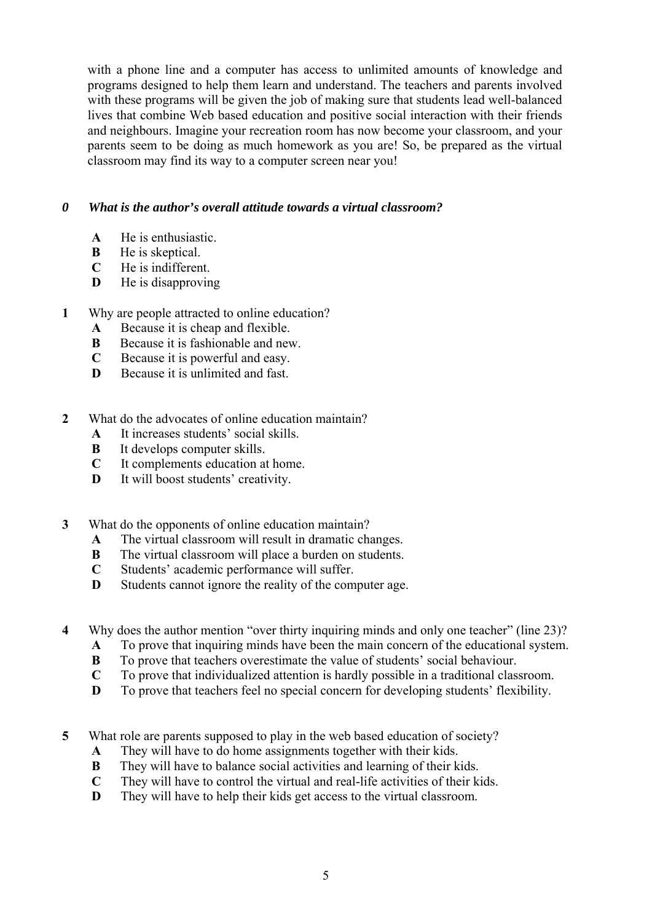with a phone line and a computer has access to unlimited amounts of knowledge and programs designed to help them learn and understand. The teachers and parents involved with these programs will be given the job of making sure that students lead well-balanced lives that combine Web based education and positive social interaction with their friends and neighbours. Imagine your recreation room has now become your classroom, and your parents seem to be doing as much homework as you are! So, be prepared as the virtual classroom may find its way to a computer screen near you!

***0 What is the author's overall attitude towards a virtual classroom?***

- **A** He is enthusiastic.
- **B** He is skeptical.
- **C** He is indifferent.
- **D** He is disapproving

**1** Why are people attracted to online education?

- **A** Because it is cheap and flexible.
- **B** Because it is fashionable and new.
- **C** Because it is powerful and easy.
- **D** Because it is unlimited and fast.

**2** What do the advocates of online education maintain?

- **A** It increases students' social skills.
- **B** It develops computer skills.
- **C** It complements education at home.
- **D** It will boost students' creativity.

**3** What do the opponents of online education maintain?

- **A** The virtual classroom will result in dramatic changes.
- **B** The virtual classroom will place a burden on students.
- **C** Students' academic performance will suffer.
- **D** Students cannot ignore the reality of the computer age.

**4** Why does the author mention "over thirty inquiring minds and only one teacher" (line 23)?

- **A** To prove that inquiring minds have been the main concern of the educational system.
- **B** To prove that teachers overestimate the value of students' social behaviour.
- **C** To prove that individualized attention is hardly possible in a traditional classroom.
- **D** To prove that teachers feel no special concern for developing students' flexibility.

**5** What role are parents supposed to play in the web based education of society?

- **A** They will have to do home assignments together with their kids.
- **B** They will have to balance social activities and learning of their kids.
- **C** They will have to control the virtual and real-life activities of their kids.
- **D** They will have to help their kids get access to the virtual classroom.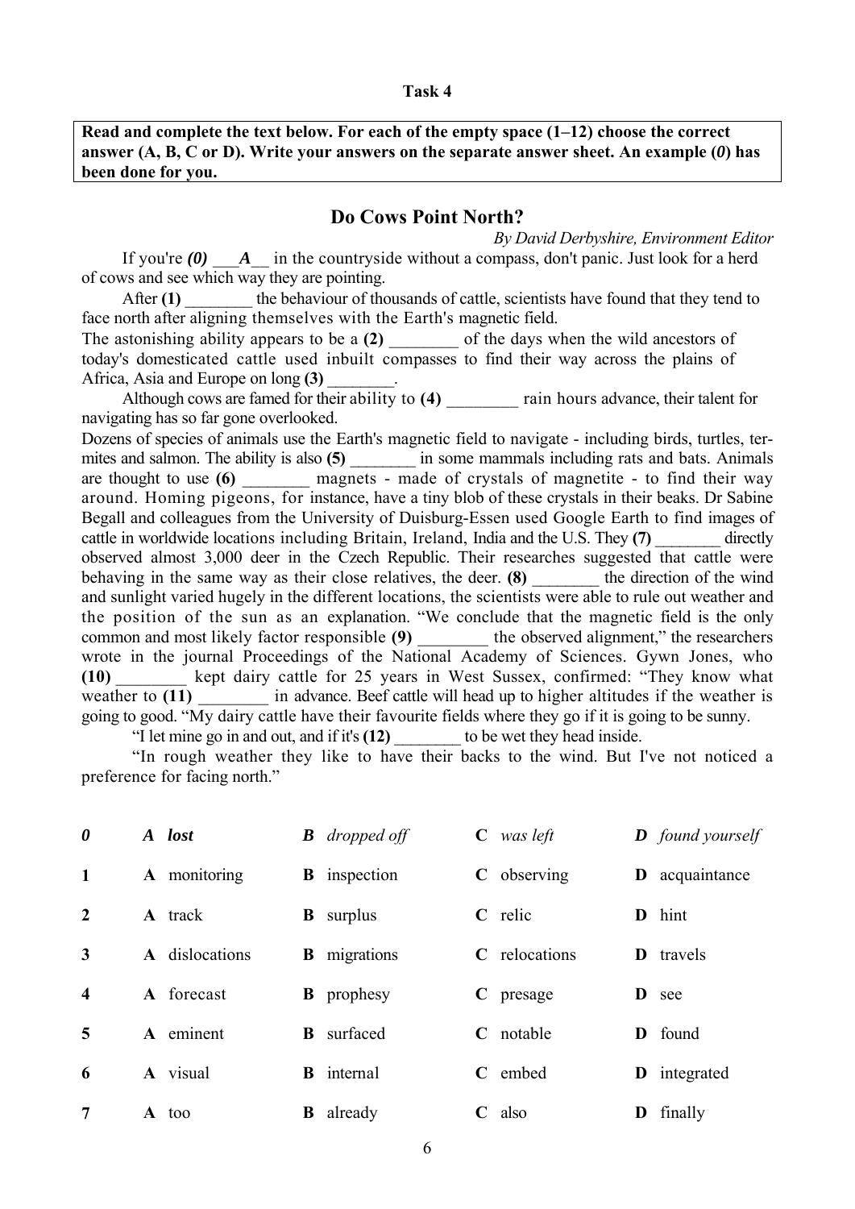**Task 4**

**Read and complete the text below. For each of the empty space (1–12) choose the correct answer (A, B, C or D). Write your answers on the separate answer sheet. An example (*0*) has been done for you.**

## Do Cows Point North?

*By David Derbyshire, Environment Editor*

If you're ***(0)*** ___***A***__ in the countryside without a compass, don't panic. Just look for a herd of cows and see which way they are pointing.

After **(1)** ________ the behaviour of thousands of cattle, scientists have found that they tend to face north after aligning themselves with the Earth's magnetic field.

The astonishing ability appears to be a **(2)** ________ of the days when the wild ancestors of today's domesticated cattle used inbuilt compasses to find their way across the plains of Africa, Asia and Europe on long **(3)** ________.

Although cows are famed for their ability to **(4)** ________ rain hours advance, their talent for navigating has so far gone overlooked.

Dozens of species of animals use the Earth's magnetic field to navigate - including birds, turtles, termites and salmon. The ability is also **(5)** ________ in some mammals including rats and bats. Animals are thought to use **(6)** ________ magnets - made of crystals of magnetite - to find their way around. Homing pigeons, for instance, have a tiny blob of these crystals in their beaks. Dr Sabine Begall and colleagues from the University of Duisburg-Essen used Google Earth to find images of cattle in worldwide locations including Britain, Ireland, India and the U.S. They **(7)** ________ directly observed almost 3,000 deer in the Czech Republic. Their researches suggested that cattle were behaving in the same way as their close relatives, the deer. **(8)** ________ the direction of the wind and sunlight varied hugely in the different locations, the scientists were able to rule out weather and the position of the sun as an explanation. "We conclude that the magnetic field is the only common and most likely factor responsible **(9)** ________ the observed alignment," the researchers wrote in the journal Proceedings of the National Academy of Sciences. Gywn Jones, who **(10)** ________ kept dairy cattle for 25 years in West Sussex, confirmed: "They know what weather to **(11)** ________ in advance. Beef cattle will head up to higher altitudes if the weather is going to good. "My dairy cattle have their favourite fields where they go if it is going to be sunny.

"I let mine go in and out, and if it's **(12)** ________ to be wet they head inside.

"In rough weather they like to have their backs to the wind. But I've not noticed a preference for facing north."

| | | | | |
|---|---|---|---|---|
| ***0*** | ***A lost*** | ***B dropped off*** | ***C was left*** | ***D found yourself*** |
| **1** | **A** monitoring | **B** inspection | **C** observing | **D** acquaintance |
| **2** | **A** track | **B** surplus | **C** relic | **D** hint |
| **3** | **A** dislocations | **B** migrations | **C** relocations | **D** travels |
| **4** | **A** forecast | **B** prophesy | **C** presage | **D** see |
| **5** | **A** eminent | **B** surfaced | **C** notable | **D** found |
| **6** | **A** visual | **B** internal | **C** embed | **D** integrated |
| **7** | **A** too | **B** already | **C** also | **D** finally |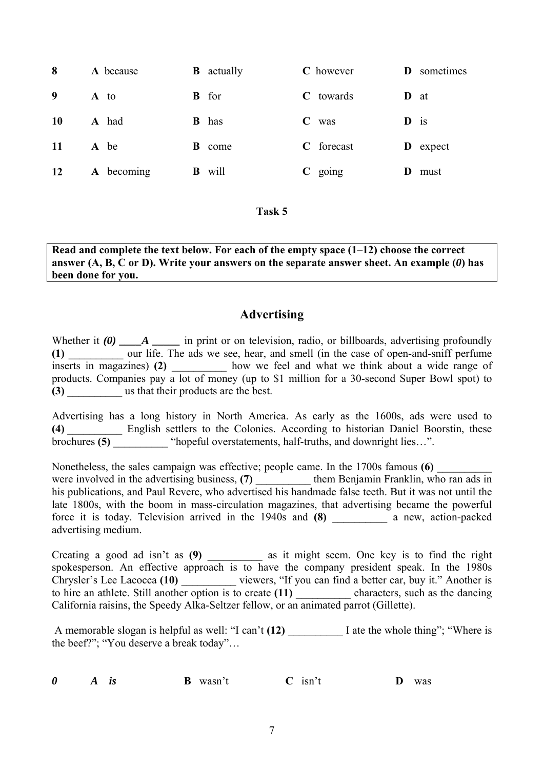| | | | | |
|---|---|---|---|---|
| **8** | **A** because | **B** actually | **C** however | **D** sometimes |
| **9** | **A** to | **B** for | **C** towards | **D** at |
| **10** | **A** had | **B** has | **C** was | **D** is |
| **11** | **A** be | **B** come | **C** forecast | **D** expect |
| **12** | **A** becoming | **B** will | **C** going | **D** must |

**Task 5**

**Read and complete the text below. For each of the empty space (1–12) choose the correct answer (A, B, C or D). Write your answers on the separate answer sheet. An example (*0*) has been done for you.**

## Advertising

Whether it ***(0)* ____*A* _____** in print or on television, radio, or billboards, advertising profoundly **(1)** __________ our life. The ads we see, hear, and smell (in the case of open-and-sniff perfume inserts in magazines) **(2)** __________ how we feel and what we think about a wide range of products. Companies pay a lot of money (up to $1 million for a 30-second Super Bowl spot) to **(3)** __________ us that their products are the best.

Advertising has a long history in North America. As early as the 1600s, ads were used to **(4)** __________ English settlers to the Colonies. According to historian Daniel Boorstin, these brochures **(5)** __________ "hopeful overstatements, half-truths, and downright lies…".

Nonetheless, the sales campaign was effective; people came. In the 1700s famous **(6)** __________ were involved in the advertising business, **(7)** __________ them Benjamin Franklin, who ran ads in his publications, and Paul Revere, who advertised his handmade false teeth. But it was not until the late 1800s, with the boom in mass-circulation magazines, that advertising became the powerful force it is today. Television arrived in the 1940s and **(8)** __________ a new, action-packed advertising medium.

Creating a good ad isn't as **(9)** __________ as it might seem. One key is to find the right spokesperson. An effective approach is to have the company president speak. In the 1980s Chrysler's Lee Lacocca **(10)** __________ viewers, "If you can find a better car, buy it." Another is to hire an athlete. Still another option is to create **(11)** __________ characters, such as the dancing California raisins, the Speedy Alka-Seltzer fellow, or an animated parrot (Gillette).

A memorable slogan is helpful as well: "I can't **(12)** __________ I ate the whole thing"; "Where is the beef?"; "You deserve a break today"…

| | | | | |
|---|---|---|---|---|
| ***0*** | ***A is*** | **B** wasn't | **C** isn't | **D** was |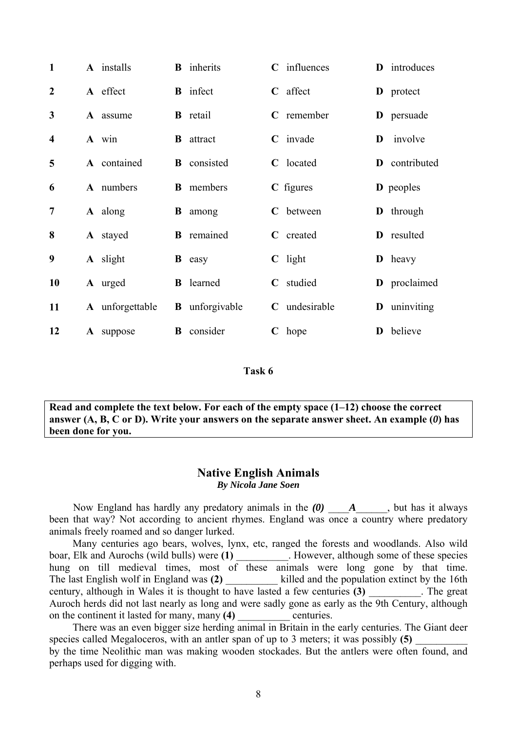| | | | | |
|---|---|---|---|---|
| **1** | **A** installs | **B** inherits | **C** influences | **D** introduces |
| **2** | **A** effect | **B** infect | **C** affect | **D** protect |
| **3** | **A** assume | **B** retail | **C** remember | **D** persuade |
| **4** | **A** win | **B** attract | **C** invade | **D** involve |
| **5** | **A** contained | **B** consisted | **C** located | **D** contributed |
| **6** | **A** numbers | **B** members | **C** figures | **D** peoples |
| **7** | **A** along | **B** among | **C** between | **D** through |
| **8** | **A** stayed | **B** remained | **C** created | **D** resulted |
| **9** | **A** slight | **B** easy | **C** light | **D** heavy |
| **10** | **A** urged | **B** learned | **C** studied | **D** proclaimed |
| **11** | **A** unforgettable | **B** unforgivable | **C** undesirable | **D** uninviting |
| **12** | **A** suppose | **B** consider | **C** hope | **D** believe |

**Task 6**

**Read and complete the text below. For each of the empty space (1–12) choose the correct answer (A, B, C or D). Write your answers on the separate answer sheet. An example (*0*) has been done for you.**

## Native English Animals

***By Nicola Jane Soen***

Now England has hardly any predatory animals in the ***(0)*** ____***A***______, but has it always been that way? Not according to ancient rhymes. England was once a country where predatory animals freely roamed and so danger lurked.

Many centuries ago bears, wolves, lynx, etc, ranged the forests and woodlands. Also wild boar, Elk and Aurochs (wild bulls) were **(1)** __________. However, although some of these species hung on till medieval times, most of these animals were long gone by that time. The last English wolf in England was **(2)** __________ killed and the population extinct by the 16th century, although in Wales it is thought to have lasted a few centuries **(3)** __________. The great Auroch herds did not last nearly as long and were sadly gone as early as the 9th Century, although on the continent it lasted for many, many **(4)** __________ centuries.

There was an even bigger size herding animal in Britain in the early centuries. The Giant deer species called Megaloceros, with an antler span of up to 3 meters; it was possibly **(5)** __________ by the time Neolithic man was making wooden stockades. But the antlers were often found, and perhaps used for digging with.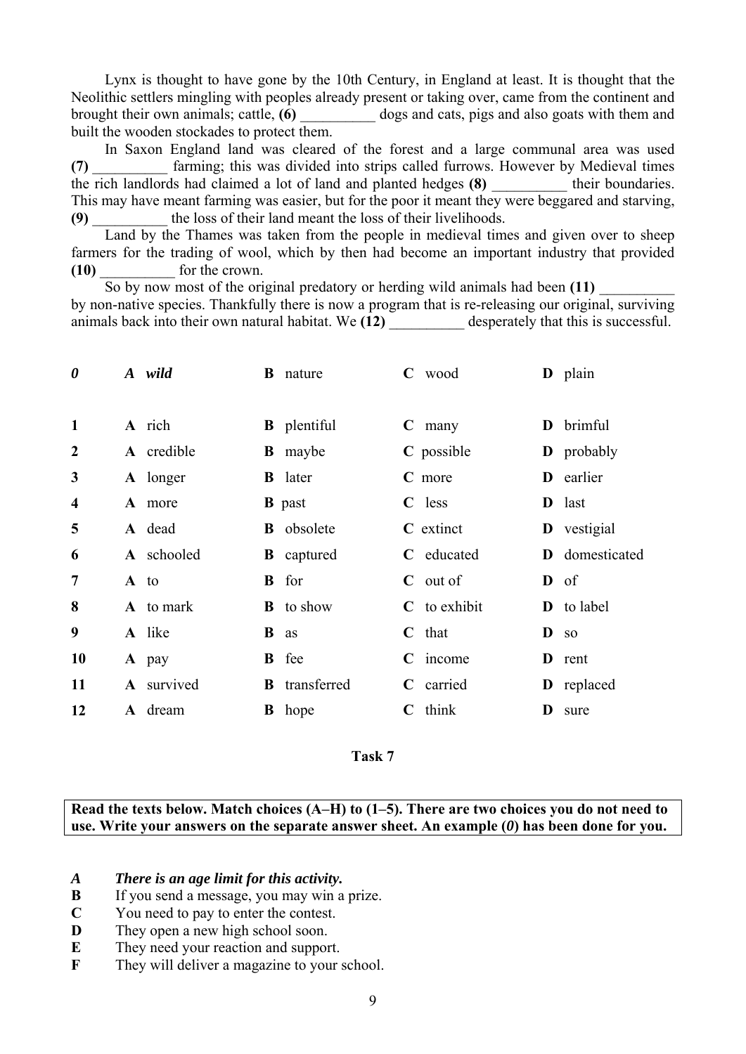Lynx is thought to have gone by the 10th Century, in England at least. It is thought that the Neolithic settlers mingling with peoples already present or taking over, came from the continent and brought their own animals; cattle, **(6)** __________ dogs and cats, pigs and also goats with them and built the wooden stockades to protect them.

In Saxon England land was cleared of the forest and a large communal area was used **(7)** __________ farming; this was divided into strips called furrows. However by Medieval times the rich landlords had claimed a lot of land and planted hedges **(8)** __________ their boundaries. This may have meant farming was easier, but for the poor it meant they were beggared and starving, **(9)** __________ the loss of their land meant the loss of their livelihoods.

Land by the Thames was taken from the people in medieval times and given over to sheep farmers for the trading of wool, which by then had become an important industry that provided **(10)** __________ for the crown.

So by now most of the original predatory or herding wild animals had been **(11)** __________ by non-native species. Thankfully there is now a program that is re-releasing our original, surviving animals back into their own natural habitat. We **(12)** __________ desperately that this is successful.

| | | | | |
|---|---|---|---|---|
| ***0*** | ***A wild*** | **B** nature | **C** wood | **D** plain |
| **1** | **A** rich | **B** plentiful | **C** many | **D** brimful |
| **2** | **A** credible | **B** maybe | **C** possible | **D** probably |
| **3** | **A** longer | **B** later | **C** more | **D** earlier |
| **4** | **A** more | **B** past | **C** less | **D** last |
| **5** | **A** dead | **B** obsolete | **C** extinct | **D** vestigial |
| **6** | **A** schooled | **B** captured | **C** educated | **D** domesticated |
| **7** | **A** to | **B** for | **C** out of | **D** of |
| **8** | **A** to mark | **B** to show | **C** to exhibit | **D** to label |
| **9** | **A** like | **B** as | **C** that | **D** so |
| **10** | **A** pay | **B** fee | **C** income | **D** rent |
| **11** | **A** survived | **B** transferred | **C** carried | **D** replaced |
| **12** | **A** dream | **B** hope | **C** think | **D** sure |

## Task 7

**Read the texts below. Match choices (A–H) to (1–5). There are two choices you do not need to use. Write your answers on the separate answer sheet. An example (*0*) has been done for you.**

***A*** ***There is an age limit for this activity.***
**B** If you send a message, you may win a prize.
**C** You need to pay to enter the contest.
**D** They open a new high school soon.
**E** They need your reaction and support.
**F** They will deliver a magazine to your school.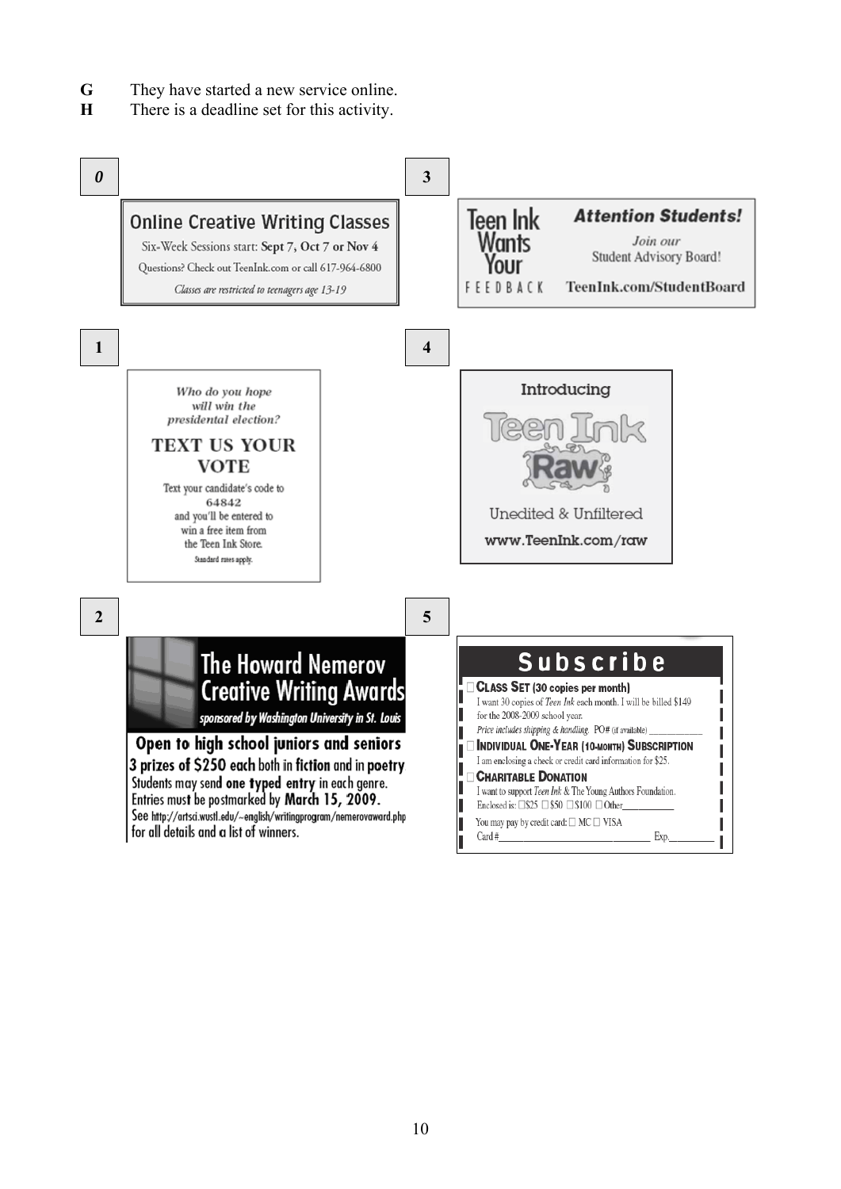**G** They have started a new service online.
**H** There is a deadline set for this activity.

***0***

**Online Creative Writing Classes**

Six-Week Sessions start: **Sept 7, Oct 7 or Nov 4**

Questions? Check out TeenInk.com or call 617-964-6800

*Classes are restricted to teenagers age 13-19*

**1**

*Who do you hope will win the presidental election?*

**TEXT US YOUR VOTE**

Text your candidate's code to 64842 and you'll be entered to win a free item from the Teen Ink Store.

Standard rates apply.

**2**

**The Howard Nemerov Creative Writing Awards**

*sponsored by Washington University in St. Louis*

**Open to high school juniors and seniors**

**3 prizes of $250 each** both in **fiction** and in **poetry**

Students may send **one typed entry** in each genre.

Entries must be postmarked by **March 15, 2009.**

See http://artsci.wustl.edu/~english/writingprogram/nemerovaward.php for all details and a list of winners.

**3**

Teen Ink Wants Your FEEDBACK

***Attention Students!***

*Join our* Student Advisory Board!

**TeenInk.com/StudentBoard**

**4**

Introducing

Teen Ink Raw

Unedited & Unfiltered

**www.TeenInk.com/raw**

**5**

**Subscribe**

☐ **CLASS SET (30 copies per month)**
I want 30 copies of *Teen Ink* each month. I will be billed $149 for the 2008-2009 school year.
*Price includes shipping & handling.* PO# (if available) ____________

☐ **INDIVIDUAL ONE-YEAR (10-MONTH) SUBSCRIPTION**
I am enclosing a check or credit card information for $25.

☐ **CHARITABLE DONATION**
I want to support *Teen Ink* & The Young Authors Foundation.
Enclosed is: ☐$25 ☐$50 ☐$100 ☐Other__________

You may pay by credit card: ☐ MC ☐ VISA
Card #____________________________ Exp.________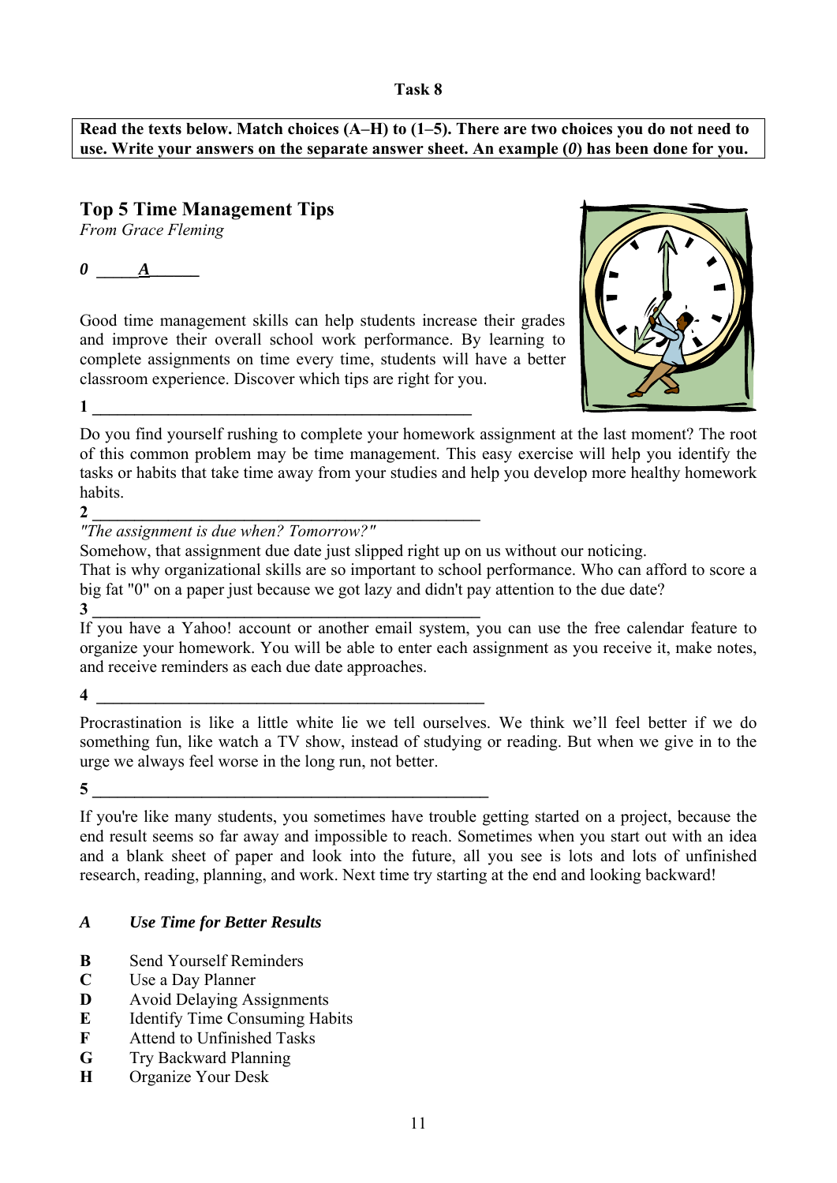**Task 8**

**Read the texts below. Match choices (A–H) to (1–5). There are two choices you do not need to use. Write your answers on the separate answer sheet. An example (*0*) has been done for you.**

## Top 5 Time Management Tips

*From Grace Fleming*

***0*** ___***A***___

Good time management skills can help students increase their grades and improve their overall school work performance. By learning to complete assignments on time every time, students will have a better classroom experience. Discover which tips are right for you.

**1** ______________________________________________

Do you find yourself rushing to complete your homework assignment at the last moment? The root of this common problem may be time management. This easy exercise will help you identify the tasks or habits that take time away from your studies and help you develop more healthy homework habits.

**2** ______________________________________________

*"The assignment is due when? Tomorrow?"*

Somehow, that assignment due date just slipped right up on us without our noticing.
That is why organizational skills are so important to school performance. Who can afford to score a big fat "0" on a paper just because we got lazy and didn't pay attention to the due date?

**3** ______________________________________________

If you have a Yahoo! account or another email system, you can use the free calendar feature to organize your homework. You will be able to enter each assignment as you receive it, make notes, and receive reminders as each due date approaches.

**4** ______________________________________________

Procrastination is like a little white lie we tell ourselves. We think we'll feel better if we do something fun, like watch a TV show, instead of studying or reading. But when we give in to the urge we always feel worse in the long run, not better.

**5** ______________________________________________

If you're like many students, you sometimes have trouble getting started on a project, because the end result seems so far away and impossible to reach. Sometimes when you start out with an idea and a blank sheet of paper and look into the future, all you see is lots and lots of unfinished research, reading, planning, and work. Next time try starting at the end and looking backward!

***A*** ***Use Time for Better Results***

**B** Send Yourself Reminders
**C** Use a Day Planner
**D** Avoid Delaying Assignments
**E** Identify Time Consuming Habits
**F** Attend to Unfinished Tasks
**G** Try Backward Planning
**H** Organize Your Desk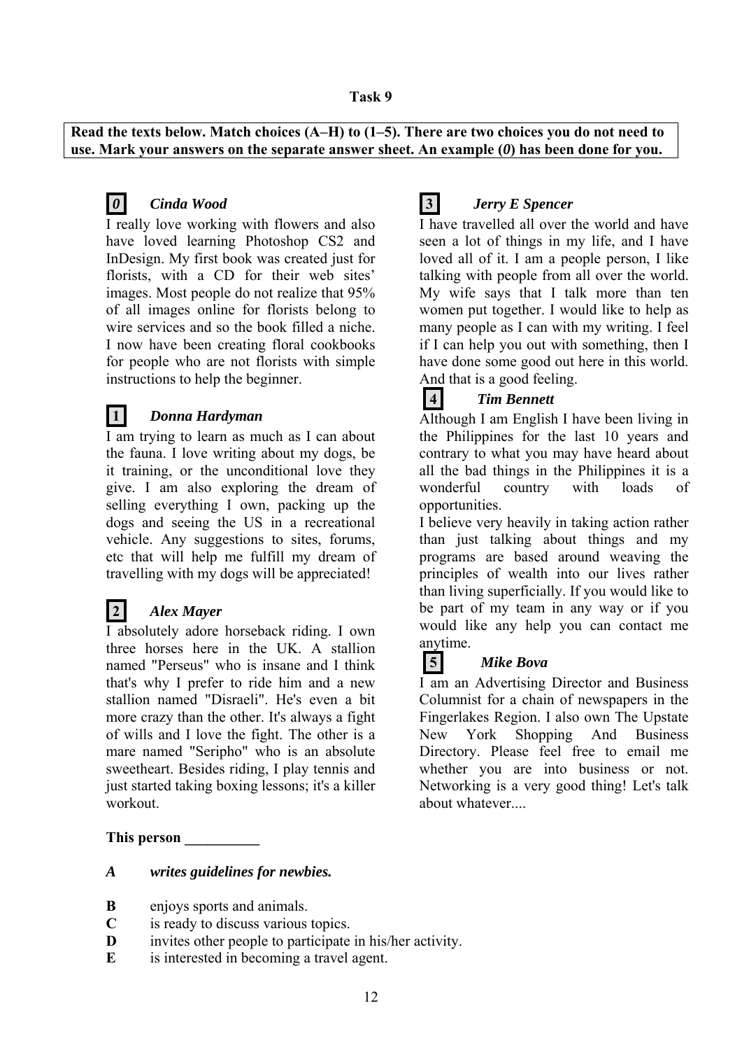**Task 9**

**Read the texts below. Match choices (A–H) to (1–5). There are two choices you do not need to use. Mark your answers on the separate answer sheet. An example (*0*) has been done for you.**

**0** ***Cinda Wood***

I really love working with flowers and also have loved learning Photoshop CS2 and InDesign. My first book was created just for florists, with a CD for their web sites' images. Most people do not realize that 95% of all images online for florists belong to wire services and so the book filled a niche. I now have been creating floral cookbooks for people who are not florists with simple instructions to help the beginner.

**1** ***Donna Hardyman***

I am trying to learn as much as I can about the fauna. I love writing about my dogs, be it training, or the unconditional love they give. I am also exploring the dream of selling everything I own, packing up the dogs and seeing the US in a recreational vehicle. Any suggestions to sites, forums, etc that will help me fulfill my dream of travelling with my dogs will be appreciated!

**2** ***Alex Mayer***

I absolutely adore horseback riding. I own three horses here in the UK. A stallion named "Perseus" who is insane and I think that's why I prefer to ride him and a new stallion named "Disraeli". He's even a bit more crazy than the other. It's always a fight of wills and I love the fight. The other is a mare named "Seripho" who is an absolute sweetheart. Besides riding, I play tennis and just started taking boxing lessons; it's a killer workout.

**3** ***Jerry E Spencer***

I have travelled all over the world and have seen a lot of things in my life, and I have loved all of it. I am a people person, I like talking with people from all over the world. My wife says that I talk more than ten women put together. I would like to help as many people as I can with my writing. I feel if I can help you out with something, then I have done some good out here in this world. And that is a good feeling.

**4** ***Tim Bennett***

Although I am English I have been living in the Philippines for the last 10 years and contrary to what you may have heard about all the bad things in the Philippines it is a wonderful country with loads of opportunities.

I believe very heavily in taking action rather than just talking about things and my programs are based around weaving the principles of wealth into our lives rather than living superficially. If you would like to be part of my team in any way or if you would like any help you can contact me anytime.

**5** ***Mike Bova***

I am an Advertising Director and Business Columnist for a chain of newspapers in the Fingerlakes Region. I also own The Upstate New York Shopping And Business Directory. Please feel free to email me whether you are into business or not. Networking is a very good thing! Let's talk about whatever....

**This person \_\_\_\_\_\_\_\_\_\_**

***A*** ***writes guidelines for newbies.***

**B** enjoys sports and animals.

**C** is ready to discuss various topics.

**D** invites other people to participate in his/her activity.

**E** is interested in becoming a travel agent.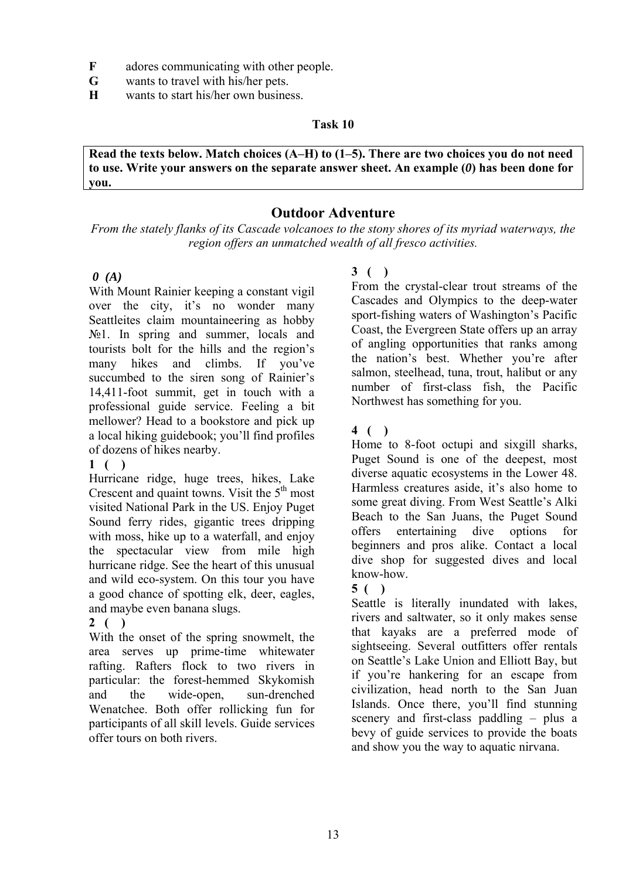**F** adores communicating with other people.
**G** wants to travel with his/her pets.
**H** wants to start his/her own business.

**Task 10**

**Read the texts below. Match choices (A–H) to (1–5). There are two choices you do not need to use. Write your answers on the separate answer sheet. An example (*0*) has been done for you.**

## Outdoor Adventure

*From the stately flanks of its Cascade volcanoes to the stony shores of its myriad waterways, the region offers an unmatched wealth of all fresco activities.*

***0 (A)***
With Mount Rainier keeping a constant vigil over the city, it's no wonder many Seattleites claim mountaineering as hobby №1. In spring and summer, locals and tourists bolt for the hills and the region's many hikes and climbs. If you've succumbed to the siren song of Rainier's 14,411-foot summit, get in touch with a professional guide service. Feeling a bit mellower? Head to a bookstore and pick up a local hiking guidebook; you'll find profiles of dozens of hikes nearby.

**1 ( )**
Hurricane ridge, huge trees, hikes, Lake Crescent and quaint towns. Visit the 5th most visited National Park in the US. Enjoy Puget Sound ferry rides, gigantic trees dripping with moss, hike up to a waterfall, and enjoy the spectacular view from mile high hurricane ridge. See the heart of this unusual and wild eco-system. On this tour you have a good chance of spotting elk, deer, eagles, and maybe even banana slugs.

**2 ( )**
With the onset of the spring snowmelt, the area serves up prime-time whitewater rafting. Rafters flock to two rivers in particular: the forest-hemmed Skykomish and the wide-open, sun-drenched Wenatchee. Both offer rollicking fun for participants of all skill levels. Guide services offer tours on both rivers.

**3 ( )**
From the crystal-clear trout streams of the Cascades and Olympics to the deep-water sport-fishing waters of Washington's Pacific Coast, the Evergreen State offers up an array of angling opportunities that ranks among the nation's best. Whether you're after salmon, steelhead, tuna, trout, halibut or any number of first-class fish, the Pacific Northwest has something for you.

**4 ( )**
Home to 8-foot octupi and sixgill sharks, Puget Sound is one of the deepest, most diverse aquatic ecosystems in the Lower 48. Harmless creatures aside, it's also home to some great diving. From West Seattle's Alki Beach to the San Juans, the Puget Sound offers entertaining dive options for beginners and pros alike. Contact a local dive shop for suggested dives and local know-how.

**5 ( )**
Seattle is literally inundated with lakes, rivers and saltwater, so it only makes sense that kayaks are a preferred mode of sightseeing. Several outfitters offer rentals on Seattle's Lake Union and Elliott Bay, but if you're hankering for an escape from civilization, head north to the San Juan Islands. Once there, you'll find stunning scenery and first-class paddling – plus a bevy of guide services to provide the boats and show you the way to aquatic nirvana.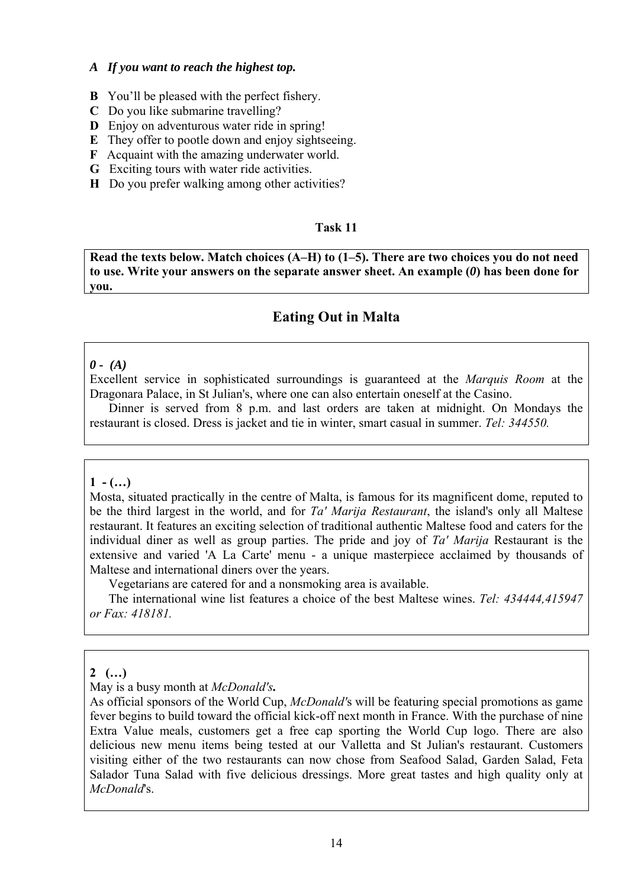***A If you want to reach the highest top.***

**B** You'll be pleased with the perfect fishery.
**C** Do you like submarine travelling?
**D** Enjoy on adventurous water ride in spring!
**E** They offer to pootle down and enjoy sightseeing.
**F** Acquaint with the amazing underwater world.
**G** Exciting tours with water ride activities.
**H** Do you prefer walking among other activities?

**Task 11**

**Read the texts below. Match choices (A–H) to (1–5). There are two choices you do not need to use. Write your answers on the separate answer sheet. An example (*0*) has been done for you.**

## Eating Out in Malta

***0 - (A)***

Excellent service in sophisticated surroundings is guaranteed at the *Marquis Room* at the Dragonara Palace, in St Julian's, where one can also entertain oneself at the Casino.

Dinner is served from 8 p.m. and last orders are taken at midnight. On Mondays the restaurant is closed. Dress is jacket and tie in winter, smart casual in summer. *Tel: 344550.*

**1 - (…)**

Mosta, situated practically in the centre of Malta, is famous for its magnificent dome, reputed to be the third largest in the world, and for *Ta' Marija Restaurant*, the island's only all Maltese restaurant. It features an exciting selection of traditional authentic Maltese food and caters for the individual diner as well as group parties. The pride and joy of *Ta' Marija* Restaurant is the extensive and varied 'A La Carte' menu - a unique masterpiece acclaimed by thousands of Maltese and international diners over the years.

Vegetarians are catered for and a nonsmoking area is available.

The international wine list features a choice of the best Maltese wines. *Tel: 434444,415947 or Fax: 418181.*

**2 (…)**

May is a busy month at ***McDonald's*.**

As official sponsors of the World Cup, *McDonald'*s will be featuring special promotions as game fever begins to build toward the official kick-off next month in France. With the purchase of nine Extra Value meals, customers get a free cap sporting the World Cup logo. There are also delicious new menu items being tested at our Valletta and St Julian's restaurant. Customers visiting either of the two restaurants can now chose from Seafood Salad, Garden Salad, Feta Salador Tuna Salad with five delicious dressings. More great tastes and high quality only at *McDonald*'s.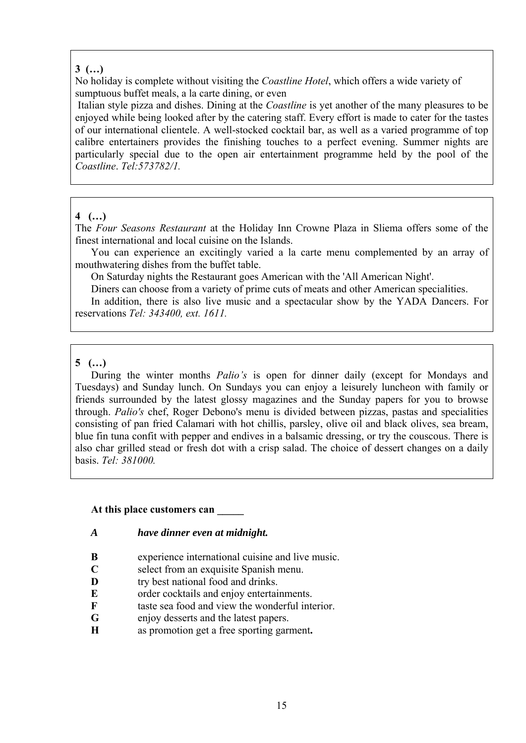**3 (…)**

No holiday is complete without visiting the *Coastline Hotel*, which offers a wide variety of sumptuous buffet meals, a la carte dining, or even Italian style pizza and dishes. Dining at the *Coastline* is yet another of the many pleasures to be enjoyed while being looked after by the catering staff. Every effort is made to cater for the tastes of our international clientele. A well-stocked cocktail bar, as well as a varied programme of top calibre entertainers provides the finishing touches to a perfect evening. Summer nights are particularly special due to the open air entertainment programme held by the pool of the *Coastline*. *Tel:573782/1.*

**4 (…)**

The *Four Seasons Restaurant* at the Holiday Inn Crowne Plaza in Sliema offers some of the finest international and local cuisine on the Islands.

You can experience an excitingly varied a la carte menu complemented by an array of mouthwatering dishes from the buffet table.

On Saturday nights the Restaurant goes American with the 'All American Night'.

Diners can choose from a variety of prime cuts of meats and other American specialities.

In addition, there is also live music and a spectacular show by the YADA Dancers. For reservations *Tel: 343400, ext. 1611.*

**5 (…)**

During the winter months *Palio's* is open for dinner daily (except for Mondays and Tuesdays) and Sunday lunch. On Sundays you can enjoy a leisurely luncheon with family or friends surrounded by the latest glossy magazines and the Sunday papers for you to browse through. *Palio's* chef, Roger Debono's menu is divided between pizzas, pastas and specialities consisting of pan fried Calamari with hot chillis, parsley, olive oil and black olives, sea bream, blue fin tuna confit with pepper and endives in a balsamic dressing, or try the couscous. There is also char grilled stead or fresh dot with a crisp salad. The choice of dessert changes on a daily basis. *Tel: 381000.*

**At this place customers can _____**

***A*** ***have dinner even at midnight.***

**B** experience international cuisine and live music.
**C** select from an exquisite Spanish menu.
**D** try best national food and drinks.
**E** order cocktails and enjoy entertainments.
**F** taste sea food and view the wonderful interior.
**G** enjoy desserts and the latest papers.
**H** as promotion get a free sporting garment**.**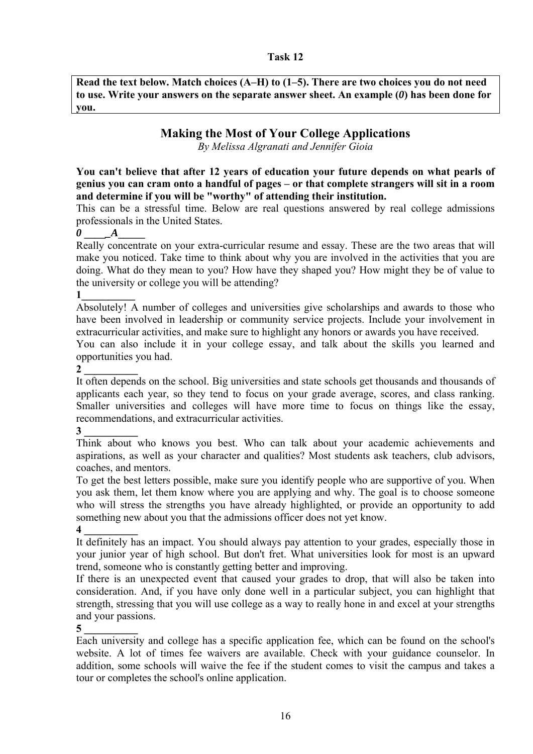**Task 12**

**Read the text below. Match choices (A–H) to (1–5). There are two choices you do not need to use. Write your answers on the separate answer sheet. An example (*0*) has been done for you.**

## Making the Most of Your College Applications

*By Melissa Algranati and Jennifer Gioia*

**You can't believe that after 12 years of education your future depends on what pearls of genius you can cram onto a handful of pages – or that complete strangers will sit in a room and determine if you will be "worthy" of attending their institution.**

This can be a stressful time. Below are real questions answered by real college admissions professionals in the United States.

***0* \_\_\_\_*A*\_\_\_\_\_**

Really concentrate on your extra-curricular resume and essay. These are the two areas that will make you noticed. Take time to think about why you are involved in the activities that you are doing. What do they mean to you? How have they shaped you? How might they be of value to the university or college you will be attending?

**1\_\_\_\_\_\_\_\_\_\_**

Absolutely! A number of colleges and universities give scholarships and awards to those who have been involved in leadership or community service projects. Include your involvement in extracurricular activities, and make sure to highlight any honors or awards you have received.

You can also include it in your college essay, and talk about the skills you learned and opportunities you had.

**2 \_\_\_\_\_\_\_\_\_\_**

It often depends on the school. Big universities and state schools get thousands and thousands of applicants each year, so they tend to focus on your grade average, scores, and class ranking. Smaller universities and colleges will have more time to focus on things like the essay, recommendations, and extracurricular activities.

**3 \_\_\_\_\_\_\_\_\_\_**

Think about who knows you best. Who can talk about your academic achievements and aspirations, as well as your character and qualities? Most students ask teachers, club advisors, coaches, and mentors.

To get the best letters possible, make sure you identify people who are supportive of you. When you ask them, let them know where you are applying and why. The goal is to choose someone who will stress the strengths you have already highlighted, or provide an opportunity to add something new about you that the admissions officer does not yet know.

**4 \_\_\_\_\_\_\_\_\_\_**

It definitely has an impact. You should always pay attention to your grades, especially those in your junior year of high school. But don't fret. What universities look for most is an upward trend, someone who is constantly getting better and improving.

If there is an unexpected event that caused your grades to drop, that will also be taken into consideration. And, if you have only done well in a particular subject, you can highlight that strength, stressing that you will use college as a way to really hone in and excel at your strengths and your passions.

**5 \_\_\_\_\_\_\_\_\_\_**

Each university and college has a specific application fee, which can be found on the school's website. A lot of times fee waivers are available. Check with your guidance counselor. In addition, some schools will waive the fee if the student comes to visit the campus and takes a tour or completes the school's online application.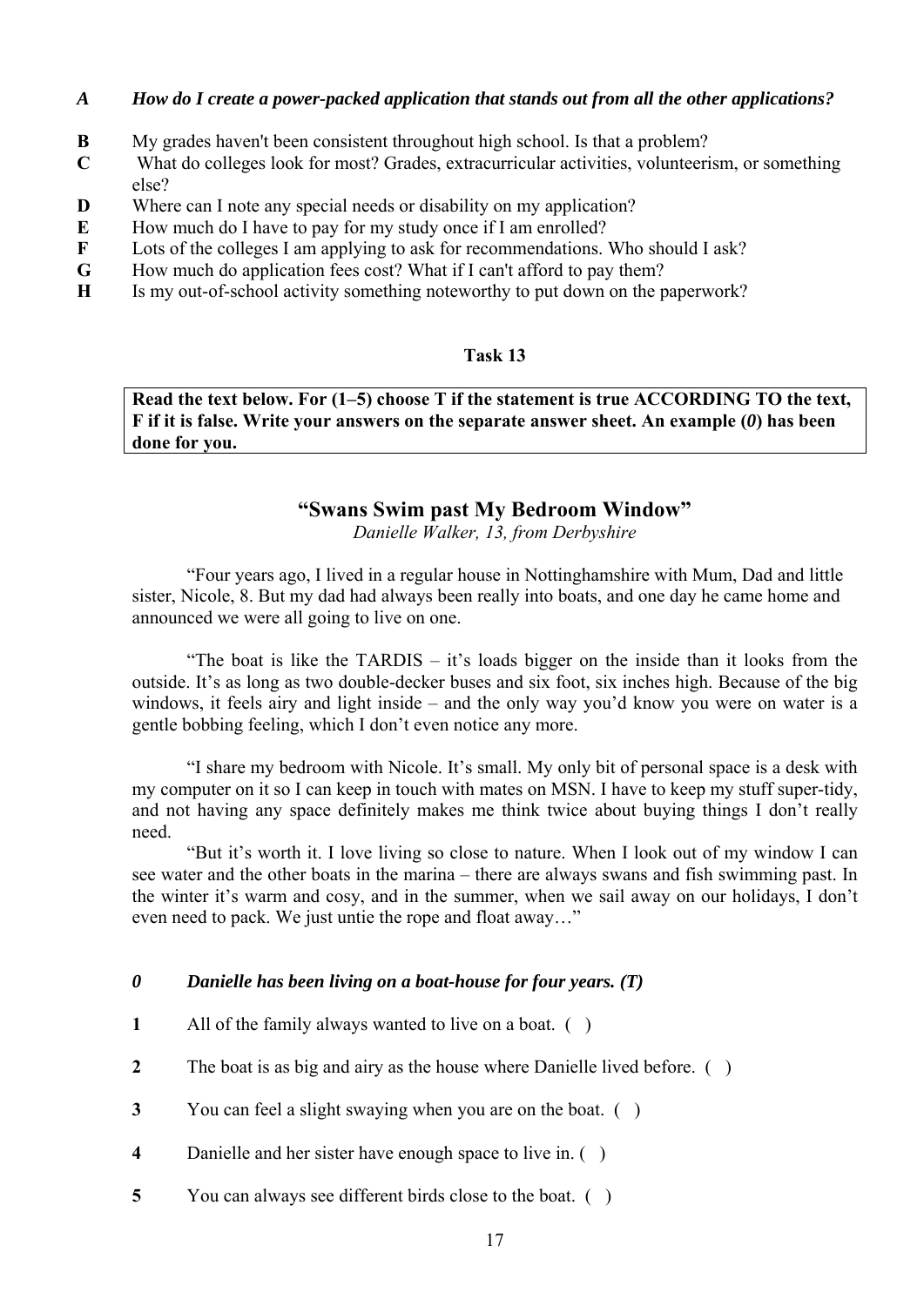***A*** ***How do I create a power-packed application that stands out from all the other applications?***

**B** My grades haven't been consistent throughout high school. Is that a problem?
**C** What do colleges look for most? Grades, extracurricular activities, volunteerism, or something else?
**D** Where can I note any special needs or disability on my application?
**E** How much do I have to pay for my study once if I am enrolled?
**F** Lots of the colleges I am applying to ask for recommendations. Who should I ask?
**G** How much do application fees cost? What if I can't afford to pay them?
**H** Is my out-of-school activity something noteworthy to put down on the paperwork?

### Task 13

**Read the text below. For (1–5) choose T if the statement is true ACCORDING TO the text, F if it is false. Write your answers on the separate answer sheet. An example (*0*) has been done for you.**

## "Swans Swim past My Bedroom Window"

*Danielle Walker, 13, from Derbyshire*

"Four years ago, I lived in a regular house in Nottinghamshire with Mum, Dad and little sister, Nicole, 8. But my dad had always been really into boats, and one day he came home and announced we were all going to live on one.

"The boat is like the TARDIS – it's loads bigger on the inside than it looks from the outside. It's as long as two double-decker buses and six foot, six inches high. Because of the big windows, it feels airy and light inside – and the only way you'd know you were on water is a gentle bobbing feeling, which I don't even notice any more.

"I share my bedroom with Nicole. It's small. My only bit of personal space is a desk with my computer on it so I can keep in touch with mates on MSN. I have to keep my stuff super-tidy, and not having any space definitely makes me think twice about buying things I don't really need.

"But it's worth it. I love living so close to nature. When I look out of my window I can see water and the other boats in the marina – there are always swans and fish swimming past. In the winter it's warm and cosy, and in the summer, when we sail away on our holidays, I don't even need to pack. We just untie the rope and float away…"

***0*** ***Danielle has been living on a boat-house for four years. (T)***

**1** All of the family always wanted to live on a boat. ( )

**2** The boat is as big and airy as the house where Danielle lived before. ( )

**3** You can feel a slight swaying when you are on the boat. ( )

**4** Danielle and her sister have enough space to live in. ( )

**5** You can always see different birds close to the boat. ( )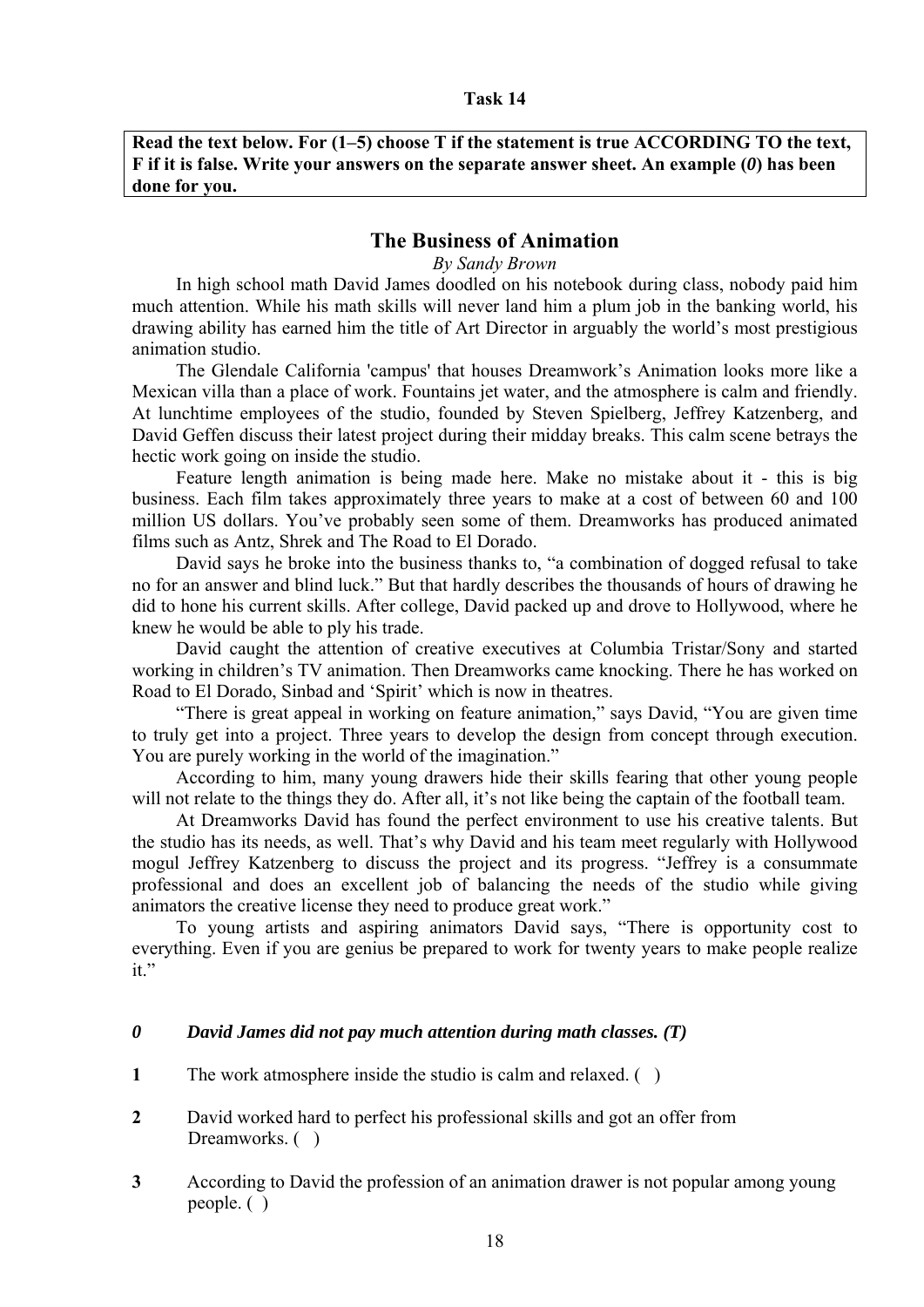**Task 14**

**Read the text below. For (1–5) choose T if the statement is true ACCORDING TO the text, F if it is false. Write your answers on the separate answer sheet. An example (*0*) has been done for you.**

## The Business of Animation

*By Sandy Brown*

In high school math David James doodled on his notebook during class, nobody paid him much attention. While his math skills will never land him a plum job in the banking world, his drawing ability has earned him the title of Art Director in arguably the world's most prestigious animation studio.

The Glendale California 'campus' that houses Dreamwork's Animation looks more like a Mexican villa than a place of work. Fountains jet water, and the atmosphere is calm and friendly. At lunchtime employees of the studio, founded by Steven Spielberg, Jeffrey Katzenberg, and David Geffen discuss their latest project during their midday breaks. This calm scene betrays the hectic work going on inside the studio.

Feature length animation is being made here. Make no mistake about it - this is big business. Each film takes approximately three years to make at a cost of between 60 and 100 million US dollars. You've probably seen some of them. Dreamworks has produced animated films such as Antz, Shrek and The Road to El Dorado.

David says he broke into the business thanks to, "a combination of dogged refusal to take no for an answer and blind luck." But that hardly describes the thousands of hours of drawing he did to hone his current skills. After college, David packed up and drove to Hollywood, where he knew he would be able to ply his trade.

David caught the attention of creative executives at Columbia Tristar/Sony and started working in children's TV animation. Then Dreamworks came knocking. There he has worked on Road to El Dorado, Sinbad and 'Spirit' which is now in theatres.

"There is great appeal in working on feature animation," says David, "You are given time to truly get into a project. Three years to develop the design from concept through execution. You are purely working in the world of the imagination."

According to him, many young drawers hide their skills fearing that other young people will not relate to the things they do. After all, it's not like being the captain of the football team.

At Dreamworks David has found the perfect environment to use his creative talents. But the studio has its needs, as well. That's why David and his team meet regularly with Hollywood mogul Jeffrey Katzenberg to discuss the project and its progress. "Jeffrey is a consummate professional and does an excellent job of balancing the needs of the studio while giving animators the creative license they need to produce great work."

To young artists and aspiring animators David says, "There is opportunity cost to everything. Even if you are genius be prepared to work for twenty years to make people realize it."

***0*** ***David James did not pay much attention during math classes. (T)***

**1** The work atmosphere inside the studio is calm and relaxed. (  )

**2** David worked hard to perfect his professional skills and got an offer from Dreamworks. (  )

**3** According to David the profession of an animation drawer is not popular among young people. (  )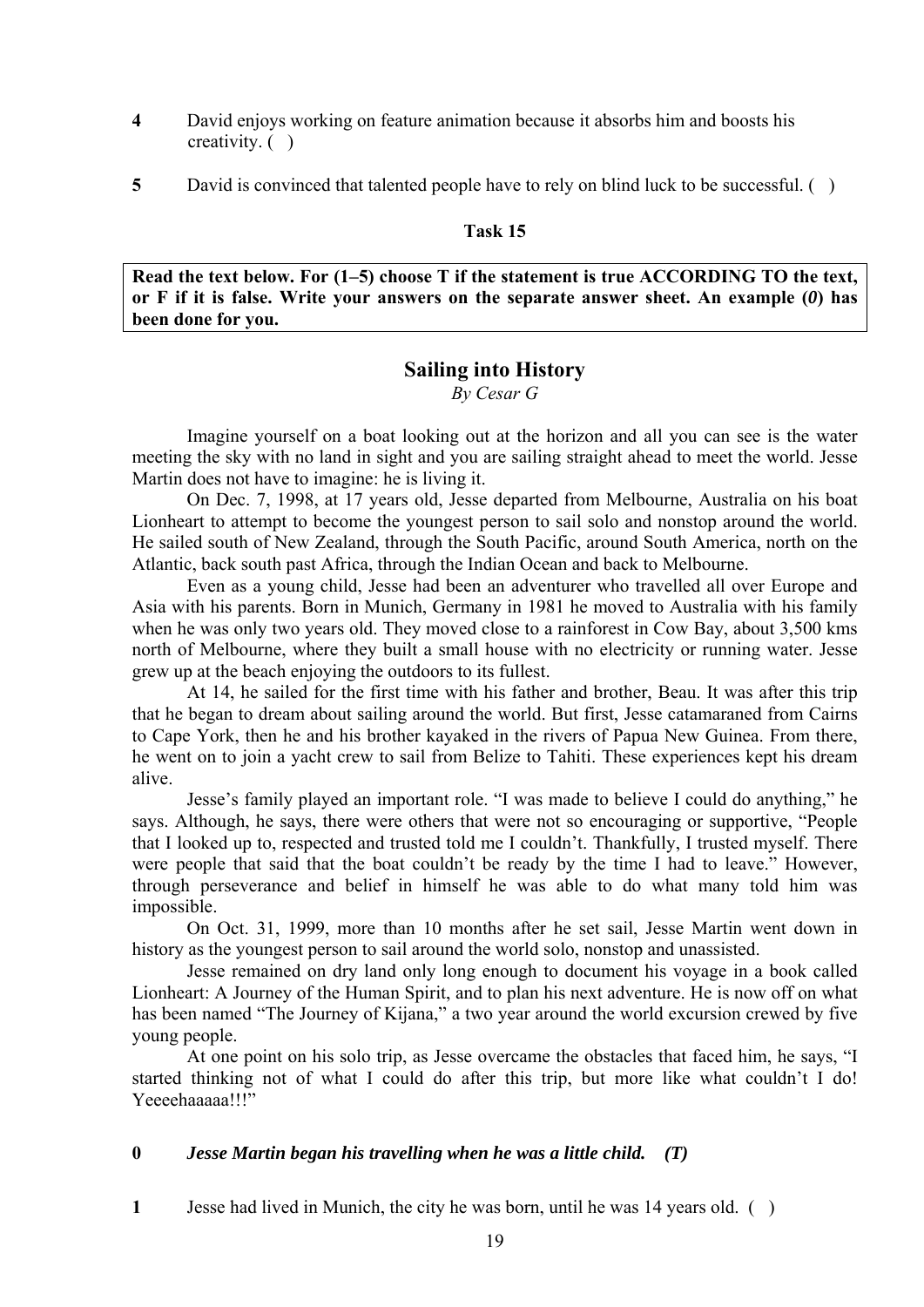**4** David enjoys working on feature animation because it absorbs him and boosts his creativity. ( )

**5** David is convinced that talented people have to rely on blind luck to be successful. ( )

### Task 15

**Read the text below. For (1–5) choose T if the statement is true ACCORDING TO the text, or F if it is false. Write your answers on the separate answer sheet. An example (*0*) has been done for you.**

## Sailing into History

*By Cesar G*

Imagine yourself on a boat looking out at the horizon and all you can see is the water meeting the sky with no land in sight and you are sailing straight ahead to meet the world. Jesse Martin does not have to imagine: he is living it.

On Dec. 7, 1998, at 17 years old, Jesse departed from Melbourne, Australia on his boat Lionheart to attempt to become the youngest person to sail solo and nonstop around the world. He sailed south of New Zealand, through the South Pacific, around South America, north on the Atlantic, back south past Africa, through the Indian Ocean and back to Melbourne.

Even as a young child, Jesse had been an adventurer who travelled all over Europe and Asia with his parents. Born in Munich, Germany in 1981 he moved to Australia with his family when he was only two years old. They moved close to a rainforest in Cow Bay, about 3,500 kms north of Melbourne, where they built a small house with no electricity or running water. Jesse grew up at the beach enjoying the outdoors to its fullest.

At 14, he sailed for the first time with his father and brother, Beau. It was after this trip that he began to dream about sailing around the world. But first, Jesse catamaraned from Cairns to Cape York, then he and his brother kayaked in the rivers of Papua New Guinea. From there, he went on to join a yacht crew to sail from Belize to Tahiti. These experiences kept his dream alive.

Jesse's family played an important role. "I was made to believe I could do anything," he says. Although, he says, there were others that were not so encouraging or supportive, "People that I looked up to, respected and trusted told me I couldn't. Thankfully, I trusted myself. There were people that said that the boat couldn't be ready by the time I had to leave." However, through perseverance and belief in himself he was able to do what many told him was impossible.

On Oct. 31, 1999, more than 10 months after he set sail, Jesse Martin went down in history as the youngest person to sail around the world solo, nonstop and unassisted.

Jesse remained on dry land only long enough to document his voyage in a book called Lionheart: A Journey of the Human Spirit, and to plan his next adventure. He is now off on what has been named "The Journey of Kijana," a two year around the world excursion crewed by five young people.

At one point on his solo trip, as Jesse overcame the obstacles that faced him, he says, "I started thinking not of what I could do after this trip, but more like what couldn't I do! Yeeeehaaaaa!!!"

**0** ***Jesse Martin began his travelling when he was a little child. (T)***

**1** Jesse had lived in Munich, the city he was born, until he was 14 years old. ( )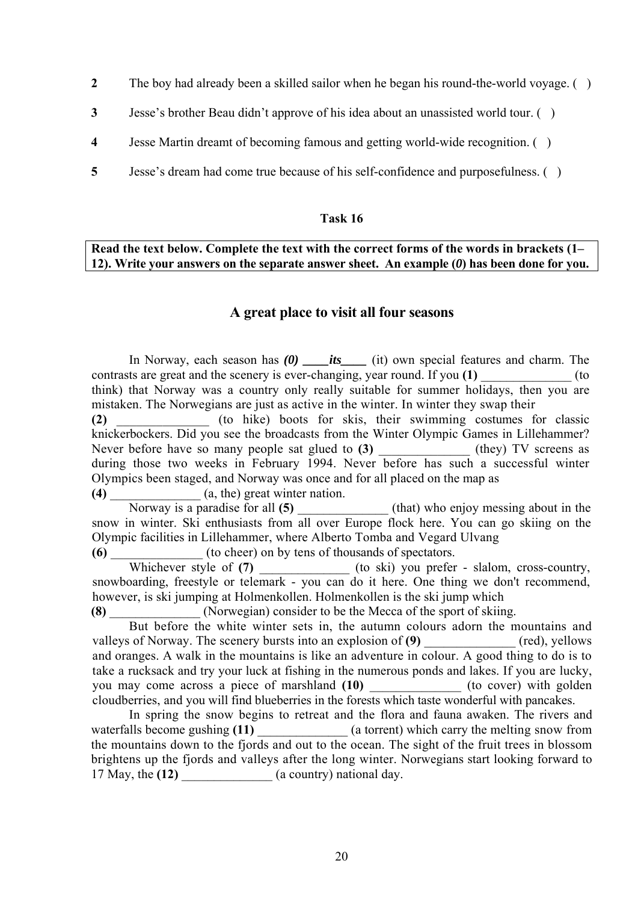**2** The boy had already been a skilled sailor when he began his round-the-world voyage. (   )

**3** Jesse's brother Beau didn't approve of his idea about an unassisted world tour. (   )

**4** Jesse Martin dreamt of becoming famous and getting world-wide recognition. (   )

**5** Jesse's dream had come true because of his self-confidence and purposefulness. (   )

### Task 16

**Read the text below. Complete the text with the correct forms of the words in brackets (1–12). Write your answers on the separate answer sheet. An example (*0*) has been done for you.**

## A great place to visit all four seasons

In Norway, each season has ***(0) \_\_\_\_its\_\_\_\_*** (it) own special features and charm. The contrasts are great and the scenery is ever-changing, year round. If you **(1)** ______________ (to think) that Norway was a country only really suitable for summer holidays, then you are mistaken. The Norwegians are just as active in the winter. In winter they swap their **(2)** ______________ (to hike) boots for skis, their swimming costumes for classic knickerbockers. Did you see the broadcasts from the Winter Olympic Games in Lillehammer? Never before have so many people sat glued to **(3)** ______________ (they) TV screens as during those two weeks in February 1994. Never before has such a successful winter Olympics been staged, and Norway was once and for all placed on the map as **(4)** ______________ (a, the) great winter nation.

Norway is a paradise for all **(5)** ______________ (that) who enjoy messing about in the snow in winter. Ski enthusiasts from all over Europe flock here. You can go skiing on the Olympic facilities in Lillehammer, where Alberto Tomba and Vegard Ulvang **(6)** ______________ (to cheer) on by tens of thousands of spectators.

Whichever style of **(7)** ______________ (to ski) you prefer - slalom, cross-country, snowboarding, freestyle or telemark - you can do it here. One thing we don't recommend, however, is ski jumping at Holmenkollen. Holmenkollen is the ski jump which **(8)** ______________ (Norwegian) consider to be the Mecca of the sport of skiing.

But before the white winter sets in, the autumn colours adorn the mountains and valleys of Norway. The scenery bursts into an explosion of **(9)** ______________ (red), yellows and oranges. A walk in the mountains is like an adventure in colour. A good thing to do is to take a rucksack and try your luck at fishing in the numerous ponds and lakes. If you are lucky, you may come across a piece of marshland **(10)** ______________ (to cover) with golden cloudberries, and you will find blueberries in the forests which taste wonderful with pancakes.

In spring the snow begins to retreat and the flora and fauna awaken. The rivers and waterfalls become gushing **(11)** ______________ (a torrent) which carry the melting snow from the mountains down to the fjords and out to the ocean. The sight of the fruit trees in blossom brightens up the fjords and valleys after the long winter. Norwegians start looking forward to 17 May, the **(12)** ______________ (a country) national day.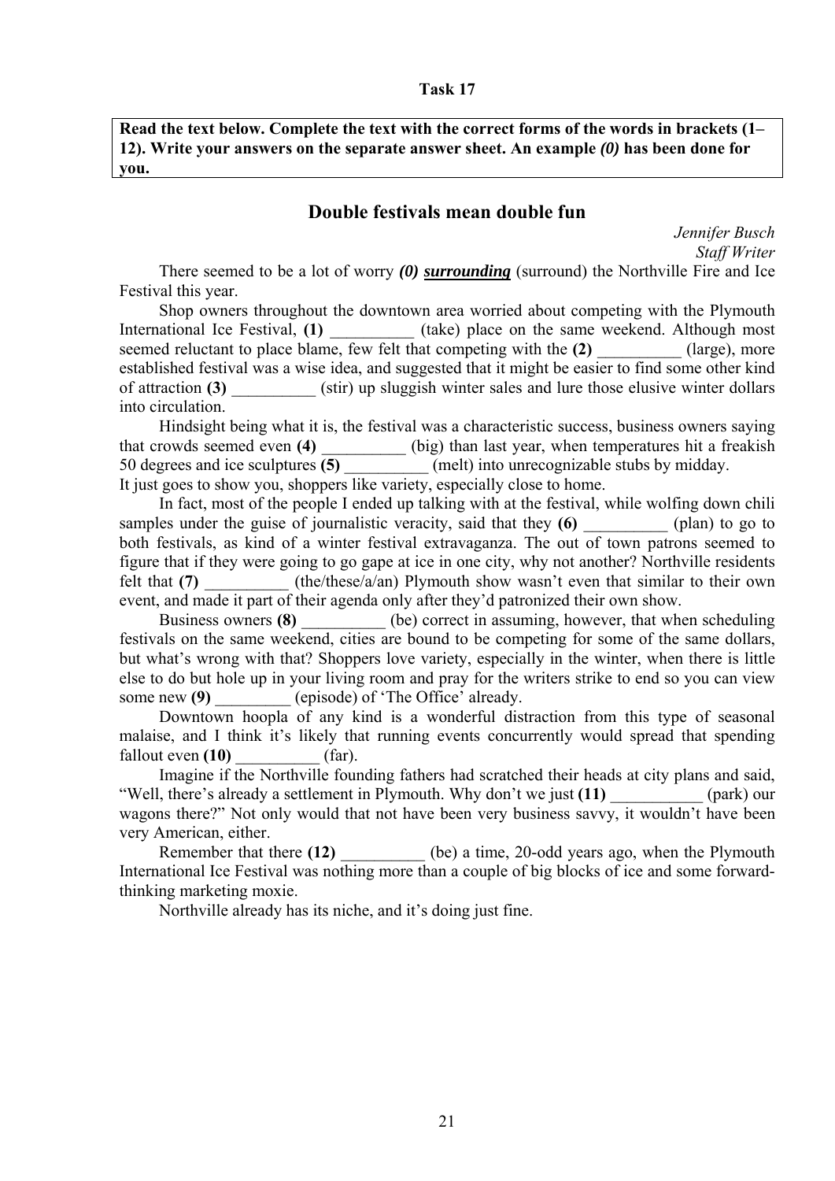**Task 17**

**Read the text below. Complete the text with the correct forms of the words in brackets (1–12). Write your answers on the separate answer sheet. An example *(0)* has been done for you.**

## Double festivals mean double fun

*Jennifer Busch*
*Staff Writer*

There seemed to be a lot of worry ***(0)*** ***surrounding*** (surround) the Northville Fire and Ice Festival this year.

Shop owners throughout the downtown area worried about competing with the Plymouth International Ice Festival, **(1)** __________ (take) place on the same weekend. Although most seemed reluctant to place blame, few felt that competing with the **(2)** __________ (large), more established festival was a wise idea, and suggested that it might be easier to find some other kind of attraction **(3)** __________ (stir) up sluggish winter sales and lure those elusive winter dollars into circulation.

Hindsight being what it is, the festival was a characteristic success, business owners saying that crowds seemed even **(4)** __________ (big) than last year, when temperatures hit a freakish 50 degrees and ice sculptures **(5)** __________ (melt) into unrecognizable stubs by midday.
It just goes to show you, shoppers like variety, especially close to home.

In fact, most of the people I ended up talking with at the festival, while wolfing down chili samples under the guise of journalistic veracity, said that they **(6)** __________ (plan) to go to both festivals, as kind of a winter festival extravaganza. The out of town patrons seemed to figure that if they were going to go gape at ice in one city, why not another? Northville residents felt that **(7)** __________ (the/these/a/an) Plymouth show wasn't even that similar to their own event, and made it part of their agenda only after they'd patronized their own show.

Business owners **(8)** __________ (be) correct in assuming, however, that when scheduling festivals on the same weekend, cities are bound to be competing for some of the same dollars, but what's wrong with that? Shoppers love variety, especially in the winter, when there is little else to do but hole up in your living room and pray for the writers strike to end so you can view some new **(9)** _________ (episode) of 'The Office' already.

Downtown hoopla of any kind is a wonderful distraction from this type of seasonal malaise, and I think it's likely that running events concurrently would spread that spending fallout even **(10)** __________ (far).

Imagine if the Northville founding fathers had scratched their heads at city plans and said, "Well, there's already a settlement in Plymouth. Why don't we just **(11)** ___________ (park) our wagons there?" Not only would that not have been very business savvy, it wouldn't have been very American, either.

Remember that there **(12)** __________ (be) a time, 20-odd years ago, when the Plymouth International Ice Festival was nothing more than a couple of big blocks of ice and some forward-thinking marketing moxie.

Northville already has its niche, and it's doing just fine.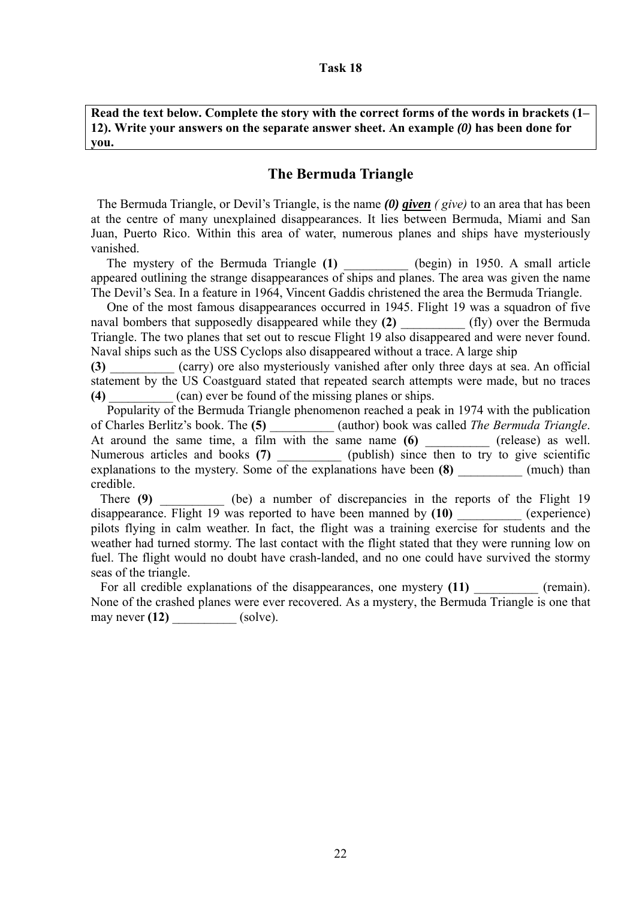**Task 18**

**Read the text below. Complete the story with the correct forms of the words in brackets (1–12). Write your answers on the separate answer sheet. An example *(0)* has been done for you.**

## The Bermuda Triangle

The Bermuda Triangle, or Devil's Triangle, is the name ***(0) given*** *( give)* to an area that has been at the centre of many unexplained disappearances. It lies between Bermuda, Miami and San Juan, Puerto Rico. Within this area of water, numerous planes and ships have mysteriously vanished.

The mystery of the Bermuda Triangle **(1)** __________ (begin) in 1950. A small article appeared outlining the strange disappearances of ships and planes. The area was given the name The Devil's Sea. In a feature in 1964, Vincent Gaddis christened the area the Bermuda Triangle.

One of the most famous disappearances occurred in 1945. Flight 19 was a squadron of five naval bombers that supposedly disappeared while they **(2)** __________ (fly) over the Bermuda Triangle. The two planes that set out to rescue Flight 19 also disappeared and were never found. Naval ships such as the USS Cyclops also disappeared without a trace. A large ship **(3)** __________ (carry) ore also mysteriously vanished after only three days at sea. An official statement by the US Coastguard stated that repeated search attempts were made, but no traces **(4)** __________ (can) ever be found of the missing planes or ships.

Popularity of the Bermuda Triangle phenomenon reached a peak in 1974 with the publication of Charles Berlitz's book. The **(5)** __________ (author) book was called *The Bermuda Triangle*. At around the same time, a film with the same name **(6)** __________ (release) as well. Numerous articles and books **(7)** __________ (publish) since then to try to give scientific explanations to the mystery. Some of the explanations have been **(8)** __________ (much) than credible.

There **(9)** __________ (be) a number of discrepancies in the reports of the Flight 19 disappearance. Flight 19 was reported to have been manned by **(10)** __________ (experience) pilots flying in calm weather. In fact, the flight was a training exercise for students and the weather had turned stormy. The last contact with the flight stated that they were running low on fuel. The flight would no doubt have crash-landed, and no one could have survived the stormy seas of the triangle.

For all credible explanations of the disappearances, one mystery **(11)** __________ (remain). None of the crashed planes were ever recovered. As a mystery, the Bermuda Triangle is one that may never **(12)** __________ (solve).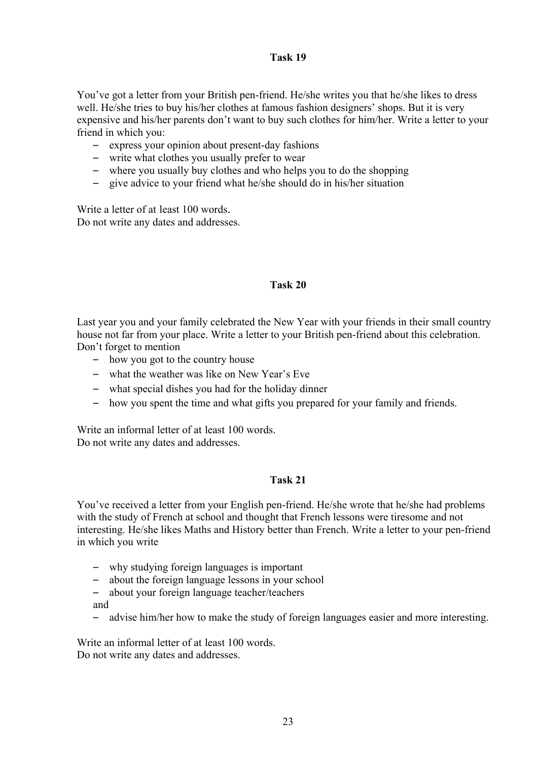### Task 19

You've got a letter from your British pen-friend. He/she writes you that he/she likes to dress well. He/she tries to buy his/her clothes at famous fashion designers' shops. But it is very expensive and his/her parents don't want to buy such clothes for him/her. Write a letter to your friend in which you:

- express your opinion about present-day fashions
- write what clothes you usually prefer to wear
- where you usually buy clothes and who helps you to do the shopping
- give advice to your friend what he/she should do in his/her situation

Write a letter of at least 100 words.
Do not write any dates and addresses.

### Task 20

Last year you and your family celebrated the New Year with your friends in their small country house not far from your place. Write a letter to your British pen-friend about this celebration. Don't forget to mention

- how you got to the country house
- what the weather was like on New Year's Eve
- what special dishes you had for the holiday dinner
- how you spent the time and what gifts you prepared for your family and friends.

Write an informal letter of at least 100 words.
Do not write any dates and addresses.

### Task 21

You've received a letter from your English pen-friend. He/she wrote that he/she had problems with the study of French at school and thought that French lessons were tiresome and not interesting. He/she likes Maths and History better than French. Write a letter to your pen-friend in which you write

- why studying foreign languages is important
- about the foreign language lessons in your school
- about your foreign language teacher/teachers

and

- advise him/her how to make the study of foreign languages easier and more interesting.

Write an informal letter of at least 100 words.
Do not write any dates and addresses.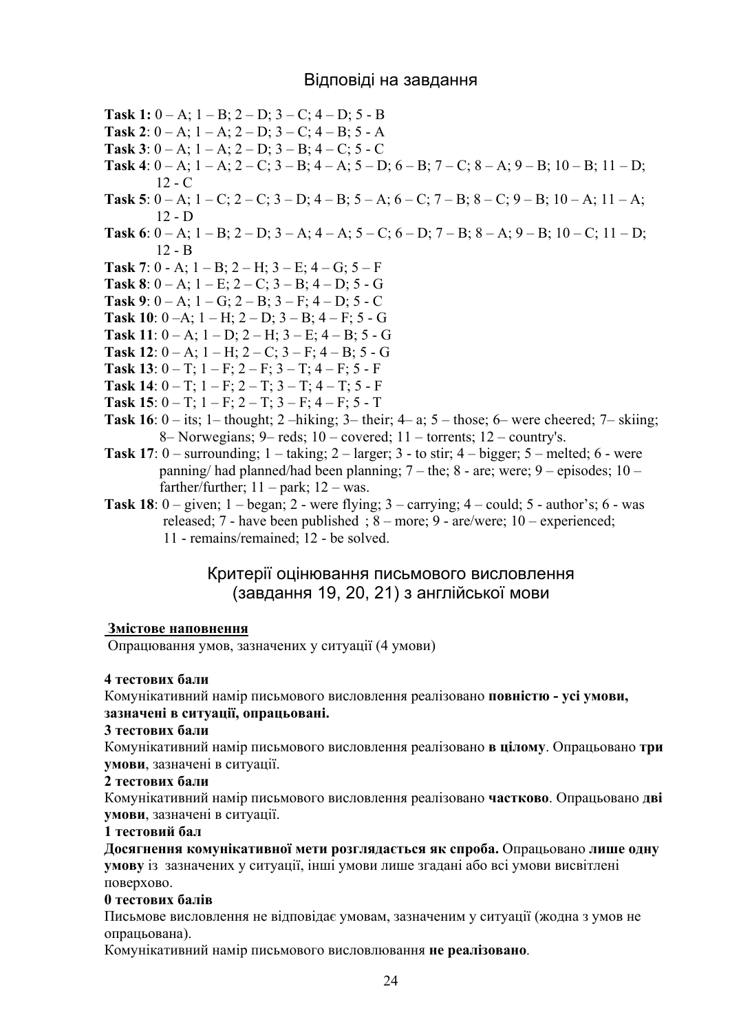## Відповіді на завдання

**Task 1:** 0 – A; 1 – B; 2 – D; 3 – C; 4 – D; 5 - B
**Task 2**: 0 – A; 1 – A; 2 – D; 3 – C; 4 – B; 5 - A
**Task 3**: 0 – A; 1 – A; 2 – D; 3 – B; 4 – C; 5 - C
**Task 4**: 0 – A; 1 – A; 2 – C; 3 – B; 4 – A; 5 – D; 6 – B; 7 – C; 8 – A; 9 – B; 10 – B; 11 – D; 12 - C
**Task 5**: 0 – A; 1 – C; 2 – C; 3 – D; 4 – B; 5 – A; 6 – C; 7 – B; 8 – C; 9 – B; 10 – A; 11 – A; 12 - D
**Task 6**: 0 – A; 1 – B; 2 – D; 3 – A; 4 – A; 5 – C; 6 – D; 7 – B; 8 – A; 9 – B; 10 – C; 11 – D; 12 - B
**Task 7**: 0 - A; 1 – B; 2 – H; 3 – E; 4 – G; 5 – F
**Task 8**: 0 – A; 1 – E; 2 – C; 3 – B; 4 – D; 5 - G
**Task 9**: 0 – A; 1 – G; 2 – B; 3 – F; 4 – D; 5 - C
**Task 10**: 0 –A; 1 – H; 2 – D; 3 – B; 4 – F; 5 - G
**Task 11**: 0 – A; 1 – D; 2 – H; 3 – E; 4 – B; 5 - G
**Task 12**: 0 – A; 1 – H; 2 – C; 3 – F; 4 – B; 5 - G
**Task 13**: 0 – T; 1 – F; 2 – F; 3 – T; 4 – F; 5 - F
**Task 14**: 0 – T; 1 – F; 2 – T; 3 – T; 4 – T; 5 - F
**Task 15**: 0 – T; 1 – F; 2 – T; 3 – F; 4 – F; 5 - T
**Task 16**: 0 – its; 1– thought; 2 –hiking; 3– their; 4– a; 5 – those; 6– were cheered; 7– skiing; 8– Norwegians; 9– reds; 10 – covered; 11 – torrents; 12 – country's.
**Task 17**: 0 – surrounding; 1 – taking; 2 – larger; 3 - to stir; 4 – bigger; 5 – melted; 6 - were panning/ had planned/had been planning; 7 – the; 8 - are; were; 9 – episodes; 10 – farther/further; 11 – park; 12 – was.
**Task 18**: 0 – given; 1 – began; 2 - were flying; 3 – carrying; 4 – could; 5 - author's; 6 - was released; 7 - have been published ; 8 – more; 9 - are/were; 10 – experienced; 11 - remains/remained; 12 - be solved.

## Критерії оцінювання письмового висловлення (завдання 19, 20, 21) з англійської мови

**Змістове наповнення**

Опрацювання умов, зазначених у ситуації (4 умови)

**4 тестових бали**

Комунікативний намір письмового висловлення реалізовано **повністю - усі умови, зазначені в ситуації, опрацьовані.**

**3 тестових бали**

Комунікативний намір письмового висловлення реалізовано **в цілому**. Опрацьовано **три умови**, зазначені в ситуації.

**2 тестових бали**

Комунікативний намір письмового висловлення реалізовано **частково**. Опрацьовано **дві умови**, зазначені в ситуації.

**1 тестовий бал**

**Досягнення комунікативної мети розглядається як спроба.** Опрацьовано **лише одну умову** із зазначених у ситуації, інші умови лише згадані або всі умови висвітлені поверхово.

**0 тестових балів**

Письмове висловлення не відповідає умовам, зазначеним у ситуації (жодна з умов не опрацьована).

Комунікативний намір письмового висловлювання **не реалізовано**.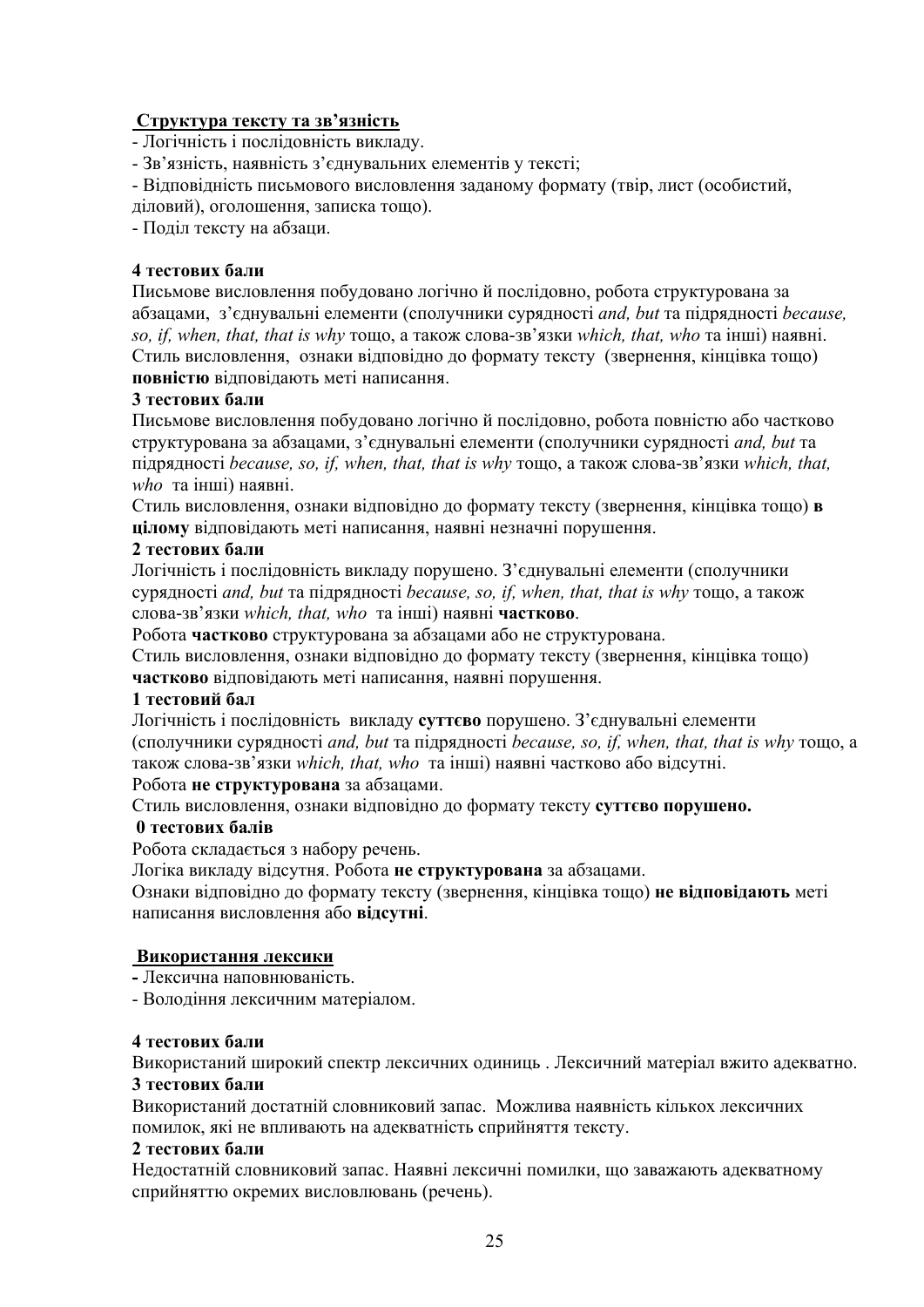**Структура тексту та зв'язність**

- Логічність і послідовність викладу.
- Зв'язність, наявність з'єднувальних елементів у тексті;
- Відповідність письмового висловлення заданому формату (твір, лист (особистий, діловий), оголошення, записка тощо).
- Поділ тексту на абзаци.

**4 тестових бали**

Письмове висловлення побудовано логічно й послідовно, робота структурована за абзацами, з'єднувальні елементи (сполучники сурядності *and, but* та підрядності *because, so, if, when, that, that is why* тощо, а також слова-зв'язки *which, that, who* та інші) наявні. Стиль висловлення, ознаки відповідно до формату тексту (звернення, кінцівка тощо) **повністю** відповідають меті написання.

**3 тестових бали**

Письмове висловлення побудовано логічно й послідовно, робота повністю або частково структурована за абзацами, з'єднувальні елементи (сполучники сурядності *and, but* та підрядності *because, so, if, when, that, that is why* тощо, а також слова-зв'язки *which, that, who* та інші) наявні.

Стиль висловлення, ознаки відповідно до формату тексту (звернення, кінцівка тощо) **в цілому** відповідають меті написання, наявні незначні порушення.

**2 тестових бали**

Логічність і послідовність викладу порушено. З'єднувальні елементи (сполучники сурядності *and, but* та підрядності *because, so, if, when, that, that is why* тощо, а також слова-зв'язки *which, that, who* та інші) наявні **частково**.

Робота **частково** структурована за абзацами або не структурована.

Стиль висловлення, ознаки відповідно до формату тексту (звернення, кінцівка тощо) **частково** відповідають меті написання, наявні порушення.

**1 тестовий бал**

Логічність і послідовність викладу **суттєво** порушено. З'єднувальні елементи (сполучники сурядності *and, but* та підрядності *because, so, if, when, that, that is why* тощо, а також слова-зв'язки *which, that, who* та інші) наявні частково або відсутні.

Робота **не структурована** за абзацами.

Стиль висловлення, ознаки відповідно до формату тексту **суттєво порушено.**

**0 тестових балів**

Робота складається з набору речень.

Логіка викладу відсутня. Робота **не структурована** за абзацами.

Ознаки відповідно до формату тексту (звернення, кінцівка тощо) **не відповідають** меті написання висловлення або **відсутні**.

**Використання лексики**

- Лексична наповнюваність.
- Володіння лексичним матеріалом.

**4 тестових бали**

Використаний широкий спектр лексичних одиниць . Лексичний матеріал вжито адекватно.

**3 тестових бали**

Використаний достатній словниковий запас. Можлива наявність кількох лексичних помилок, які не впливають на адекватність сприйняття тексту.

**2 тестових бали**

Недостатній словниковий запас. Наявні лексичні помилки, що заважають адекватному сприйняттю окремих висловлювань (речень).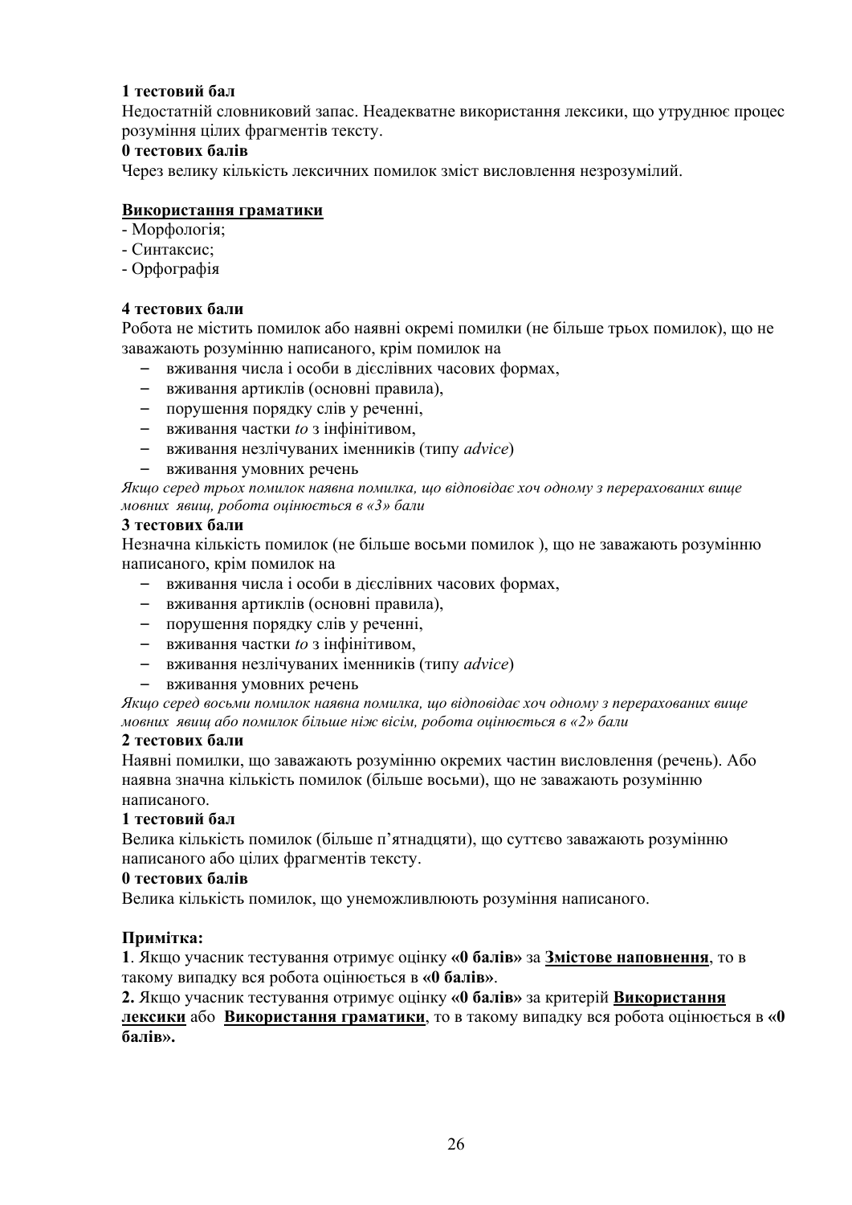**1 тестовий бал**

Недостатній словниковий запас. Неадекватне використання лексики, що утруднює процес розуміння цілих фрагментів тексту.

**0 тестових балів**

Через велику кількість лексичних помилок зміст висловлення незрозумілий.

**<u>Використання граматики</u>**

- Морфологія;
- Синтаксис;
- Орфографія

**4 тестових бали**

Робота не містить помилок або наявні окремі помилки (не більше трьох помилок), що не заважають розумінню написаного, крім помилок на

- вживання числа і особи в дієслівних часових формах,
- вживання артиклів (основні правила),
- порушення порядку слів у реченні,
- вживання частки *to* з інфінітивом,
- вживання незлічуваних іменників (типу *advice*)
- вживання умовних речень

*Якщо серед трьох помилок наявна помилка, що відповідає хоч одному з перерахованих вище мовних явищ, робота оцінюється в «3» бали*

**3 тестових бали**

Незначна кількість помилок (не більше восьми помилок ), що не заважають розумінню написаного, крім помилок на

- вживання числа і особи в дієслівних часових формах,
- вживання артиклів (основні правила),
- порушення порядку слів у реченні,
- вживання частки *to* з інфінітивом,
- вживання незлічуваних іменників (типу *advice*)
- вживання умовних речень

*Якщо серед восьми помилок наявна помилка, що відповідає хоч одному з перерахованих вище мовних явищ або помилок більше ніж вісім, робота оцінюється в «2» бали*

**2 тестових бали**

Наявні помилки, що заважають розумінню окремих частин висловлення (речень). Або наявна значна кількість помилок (більше восьми), що не заважають розумінню написаного.

**1 тестовий бал**

Велика кількість помилок (більше п'ятнадцяти), що суттєво заважають розумінню написаного або цілих фрагментів тексту.

**0 тестових балів**

Велика кількість помилок, що унеможливлюють розуміння написаного.

**Примітка:**

**1**. Якщо учасник тестування отримує оцінку **«0 балів»** за **<u>Змістове наповнення</u>**, то в такому випадку вся робота оцінюється в **«0 балів»**.

**2.** Якщо учасник тестування отримує оцінку **«0 балів»** за критерій **<u>Використання лексики</u>** або **<u>Використання граматики</u>**, то в такому випадку вся робота оцінюється в **«0 балів».**